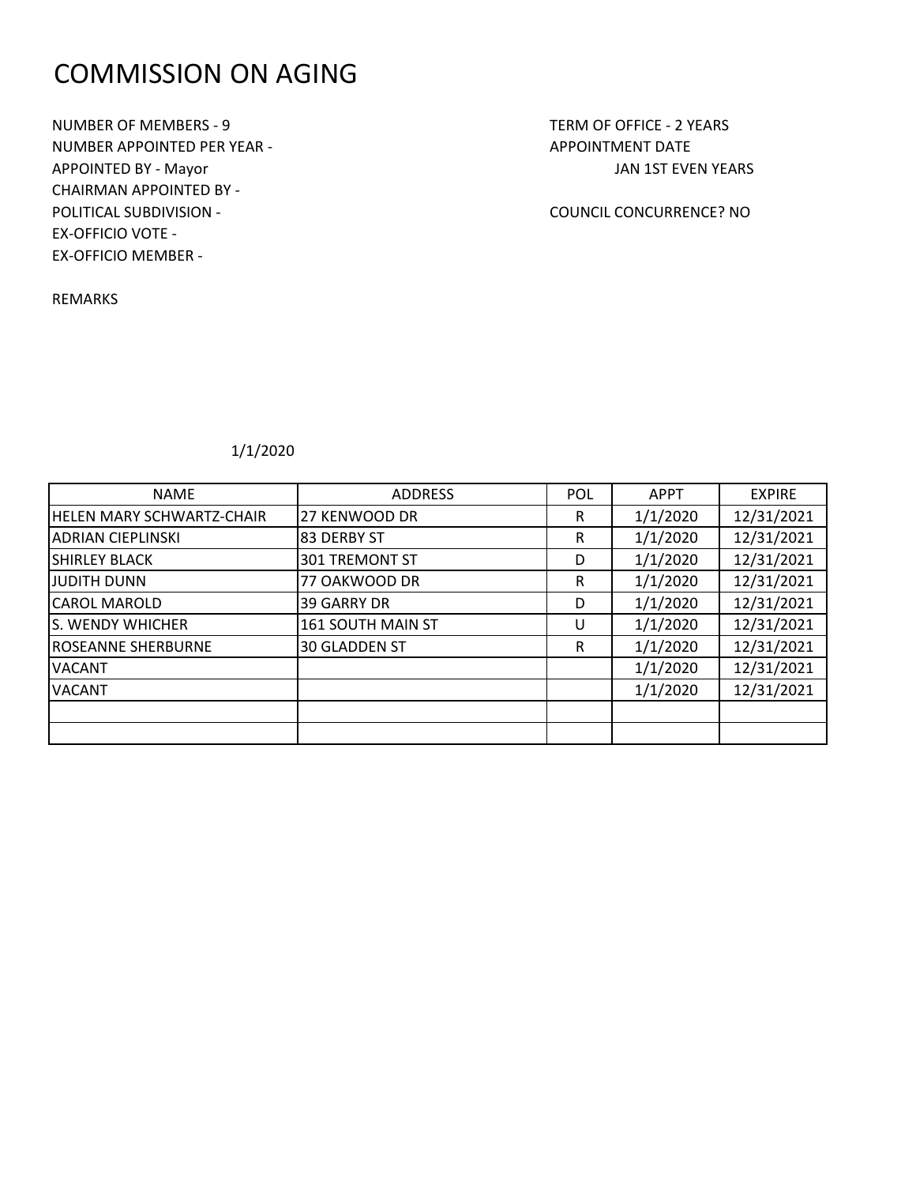# COMMISSION ON AGING

NUMBER OF MEMBERS - 9
NUMBER APPOINTED PER YEAR -
APPOINTED BY - Mayor
CHAIRMAN APPOINTED BY -
POLITICAL SUBDIVISION -
EX-OFFICIO VOTE -
EX-OFFICIO MEMBER -

TERM OF OFFICE - 2 YEARS
APPOINTMENT DATE
JAN 1ST EVEN YEARS

COUNCIL CONCURRENCE? NO

REMARKS

1/1/2020

| NAME | ADDRESS | POL | APPT | EXPIRE |
|---|---|---|---|---|
| HELEN MARY SCHWARTZ-CHAIR | 27 KENWOOD DR | R | 1/1/2020 | 12/31/2021 |
| ADRIAN CIEPLINSKI | 83 DERBY ST | R | 1/1/2020 | 12/31/2021 |
| SHIRLEY BLACK | 301 TREMONT ST | D | 1/1/2020 | 12/31/2021 |
| JUDITH DUNN | 77 OAKWOOD DR | R | 1/1/2020 | 12/31/2021 |
| CAROL MAROLD | 39 GARRY DR | D | 1/1/2020 | 12/31/2021 |
| S. WENDY WHICHER | 161 SOUTH MAIN ST | U | 1/1/2020 | 12/31/2021 |
| ROSEANNE SHERBURNE | 30 GLADDEN ST | R | 1/1/2020 | 12/31/2021 |
| VACANT | | | 1/1/2020 | 12/31/2021 |
| VACANT | | | 1/1/2020 | 12/31/2021 |
| | | | | |
| | | | | |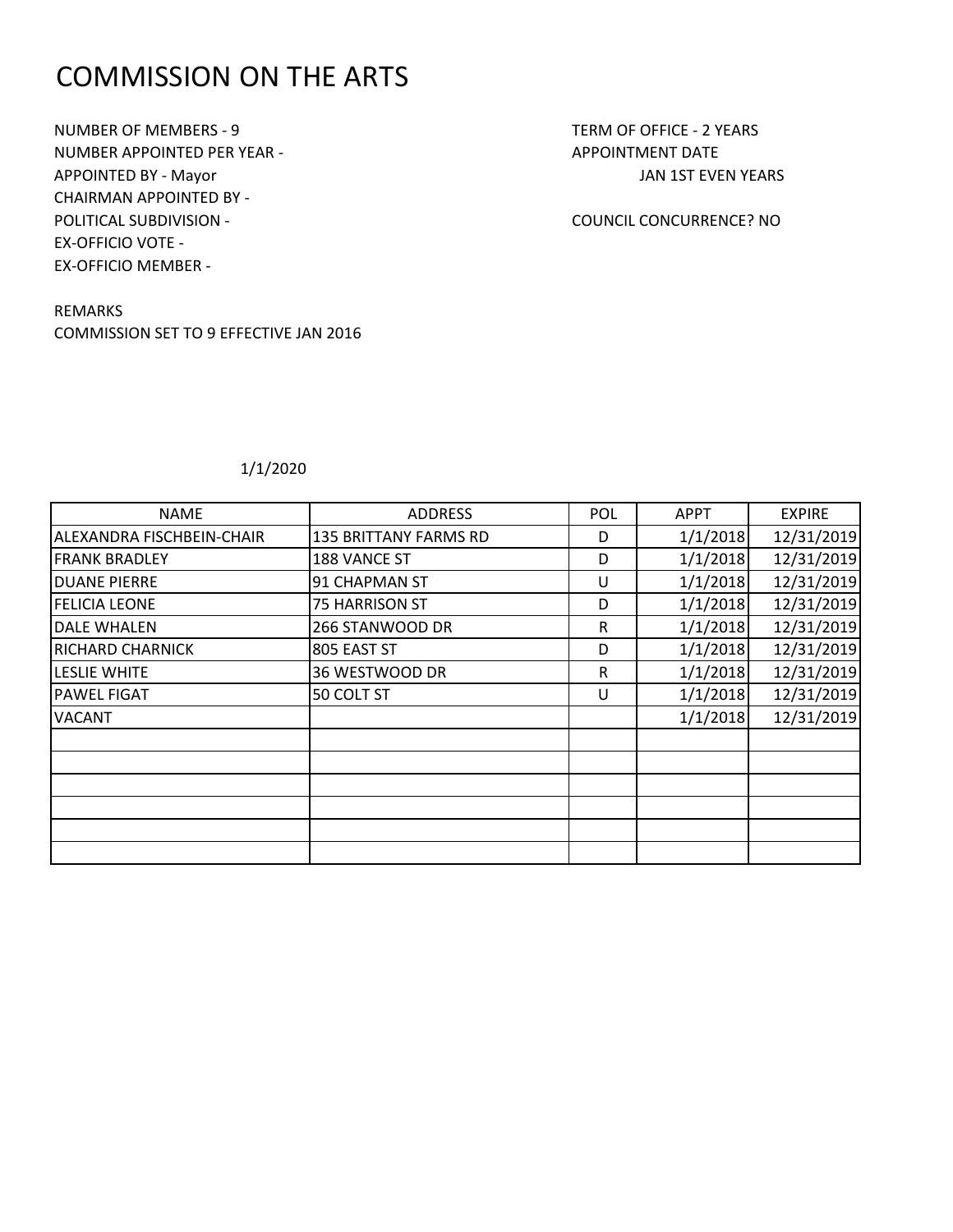# COMMISSION ON THE ARTS

NUMBER OF MEMBERS - 9
NUMBER APPOINTED PER YEAR -
APPOINTED BY - Mayor
CHAIRMAN APPOINTED BY -
POLITICAL SUBDIVISION -
EX-OFFICIO VOTE -
EX-OFFICIO MEMBER -

TERM OF OFFICE - 2 YEARS
APPOINTMENT DATE
JAN 1ST EVEN YEARS

COUNCIL CONCURRENCE? NO

REMARKS
COMMISSION SET TO 9 EFFECTIVE JAN 2016

1/1/2020

| NAME | ADDRESS | POL | APPT | EXPIRE |
|---|---|---|---|---|
| ALEXANDRA FISCHBEIN-CHAIR | 135 BRITTANY FARMS RD | D | 1/1/2018 | 12/31/2019 |
| FRANK BRADLEY | 188 VANCE ST | D | 1/1/2018 | 12/31/2019 |
| DUANE PIERRE | 91 CHAPMAN ST | U | 1/1/2018 | 12/31/2019 |
| FELICIA LEONE | 75 HARRISON ST | D | 1/1/2018 | 12/31/2019 |
| DALE WHALEN | 266 STANWOOD DR | R | 1/1/2018 | 12/31/2019 |
| RICHARD CHARNICK | 805 EAST ST | D | 1/1/2018 | 12/31/2019 |
| LESLIE WHITE | 36 WESTWOOD DR | R | 1/1/2018 | 12/31/2019 |
| PAWEL FIGAT | 50 COLT ST | U | 1/1/2018 | 12/31/2019 |
| VACANT | | | 1/1/2018 | 12/31/2019 |
| | | | | |
| | | | | |
| | | | | |
| | | | | |
| | | | | |
| | | | | |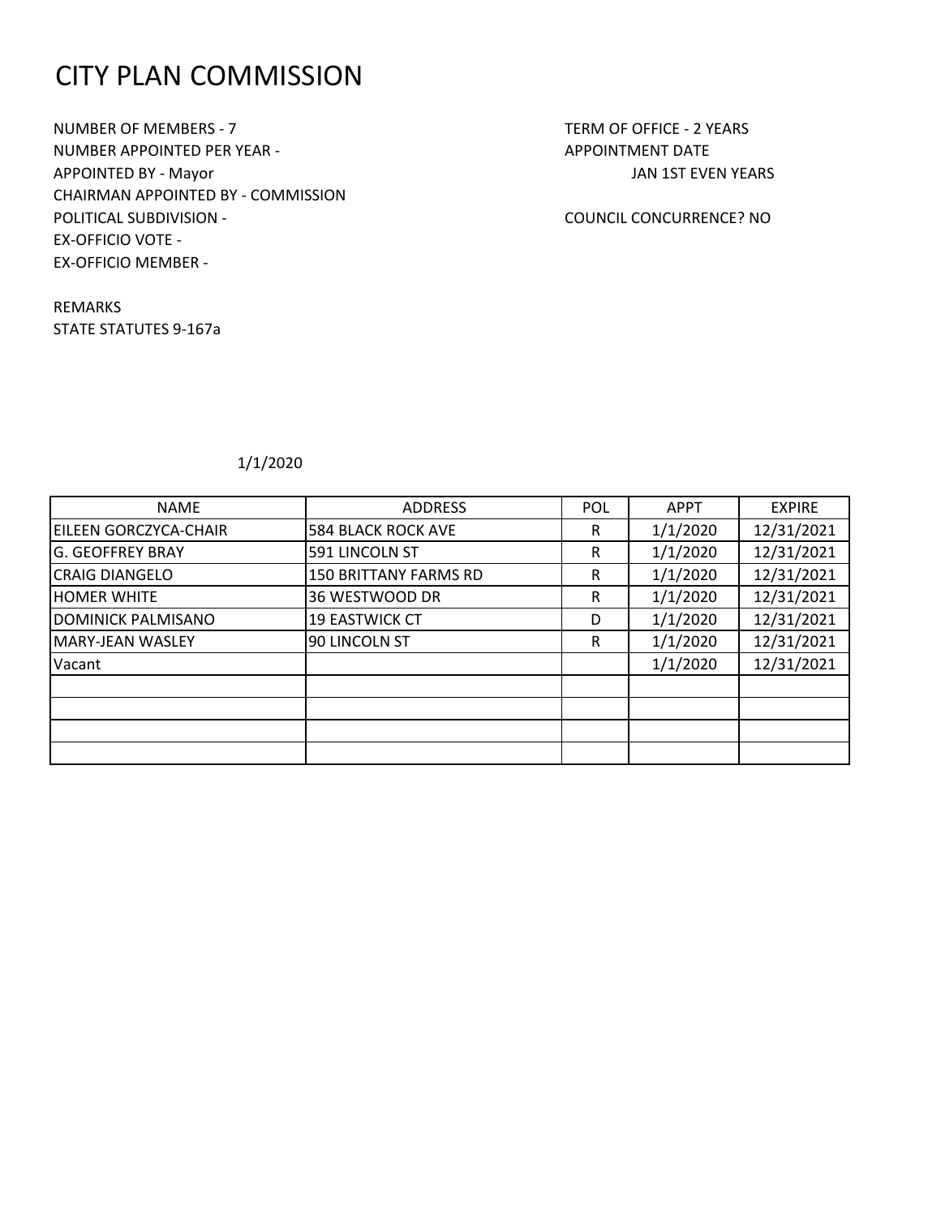# CITY PLAN COMMISSION

NUMBER OF MEMBERS - 7
NUMBER APPOINTED PER YEAR -
APPOINTED BY - Mayor
CHAIRMAN APPOINTED BY - COMMISSION
POLITICAL SUBDIVISION -
EX-OFFICIO VOTE -
EX-OFFICIO MEMBER -

TERM OF OFFICE - 2 YEARS
APPOINTMENT DATE
JAN 1ST EVEN YEARS

COUNCIL CONCURRENCE? NO

REMARKS
STATE STATUTES 9-167a

1/1/2020

| NAME | ADDRESS | POL | APPT | EXPIRE |
| --- | --- | --- | --- | --- |
| EILEEN GORCZYCA-CHAIR | 584 BLACK ROCK AVE | R | 1/1/2020 | 12/31/2021 |
| G. GEOFFREY BRAY | 591 LINCOLN ST | R | 1/1/2020 | 12/31/2021 |
| CRAIG DIANGELO | 150 BRITTANY FARMS RD | R | 1/1/2020 | 12/31/2021 |
| HOMER WHITE | 36 WESTWOOD DR | R | 1/1/2020 | 12/31/2021 |
| DOMINICK PALMISANO | 19 EASTWICK CT | D | 1/1/2020 | 12/31/2021 |
| MARY-JEAN WASLEY | 90 LINCOLN ST | R | 1/1/2020 | 12/31/2021 |
| Vacant | | | 1/1/2020 | 12/31/2021 |
| | | | | |
| | | | | |
| | | | | |
| | | | | |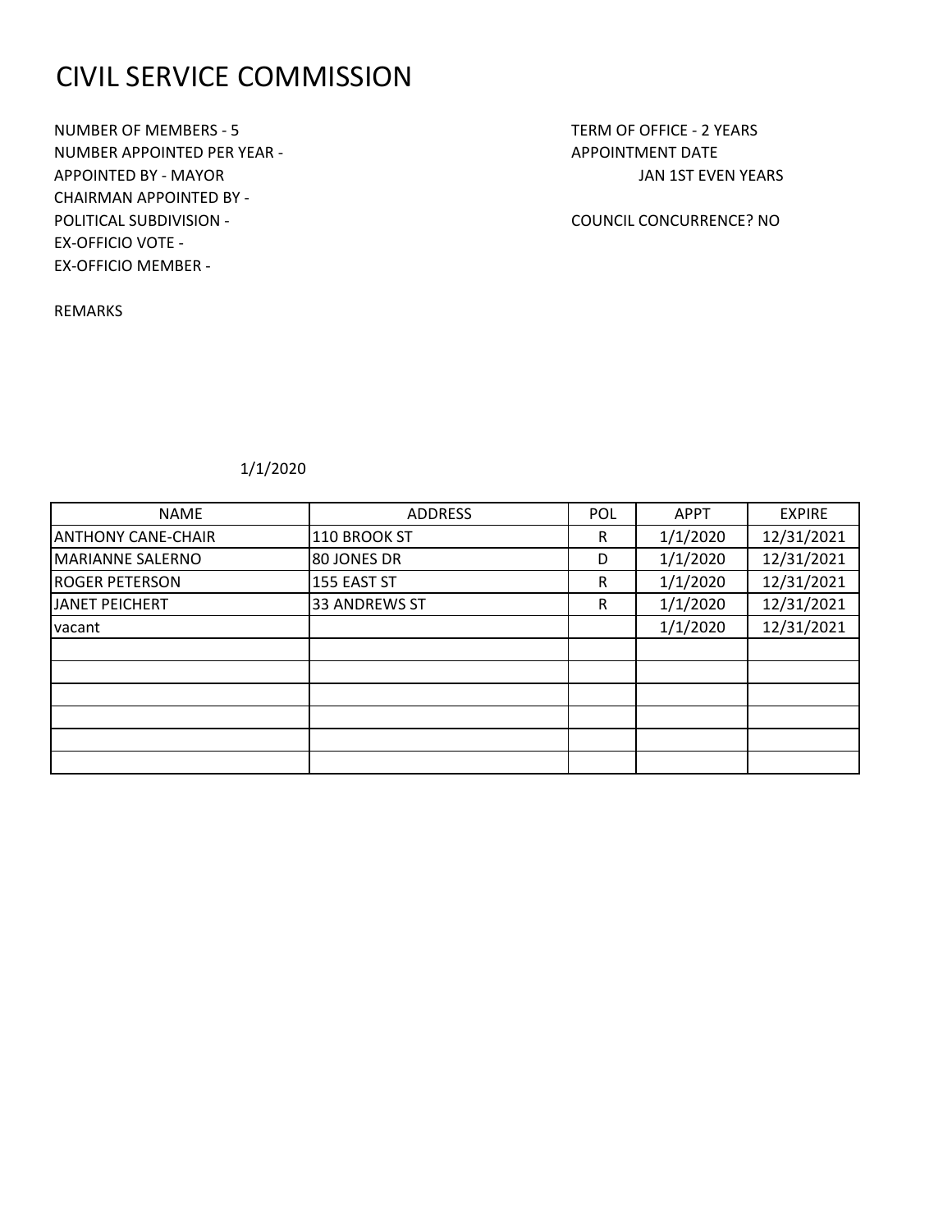# CIVIL SERVICE COMMISSION

NUMBER OF MEMBERS - 5
NUMBER APPOINTED PER YEAR -
APPOINTED BY - MAYOR
CHAIRMAN APPOINTED BY -
POLITICAL SUBDIVISION -
EX-OFFICIO VOTE -
EX-OFFICIO MEMBER -

TERM OF OFFICE - 2 YEARS
APPOINTMENT DATE
JAN 1ST EVEN YEARS

COUNCIL CONCURRENCE? NO

REMARKS

1/1/2020

| NAME | ADDRESS | POL | APPT | EXPIRE |
|---|---|---|---|---|
| ANTHONY CANE-CHAIR | 110 BROOK ST | R | 1/1/2020 | 12/31/2021 |
| MARIANNE SALERNO | 80 JONES DR | D | 1/1/2020 | 12/31/2021 |
| ROGER PETERSON | 155 EAST ST | R | 1/1/2020 | 12/31/2021 |
| JANET PEICHERT | 33 ANDREWS ST | R | 1/1/2020 | 12/31/2021 |
| vacant | | | 1/1/2020 | 12/31/2021 |
| | | | | |
| | | | | |
| | | | | |
| | | | | |
| | | | | |
| | | | | |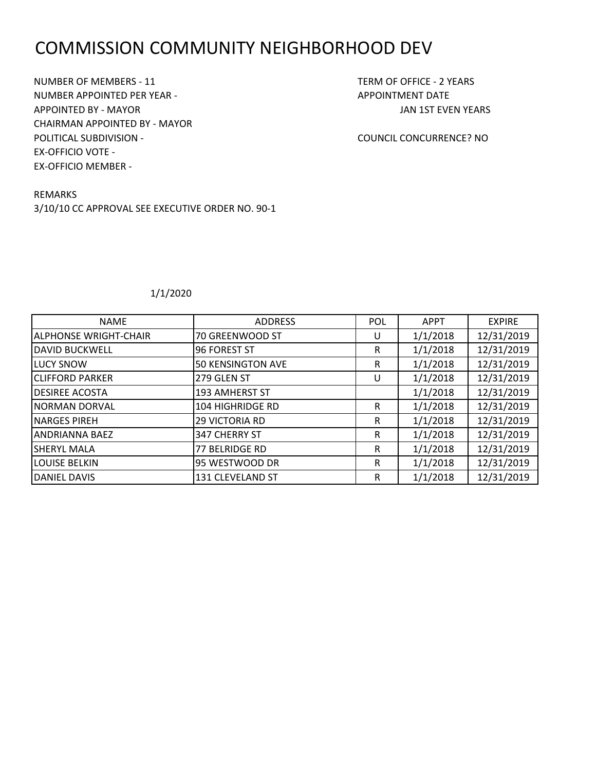# COMMISSION COMMUNITY NEIGHBORHOOD DEV

NUMBER OF MEMBERS - 11
NUMBER APPOINTED PER YEAR -
APPOINTED BY - MAYOR
CHAIRMAN APPOINTED BY - MAYOR
POLITICAL SUBDIVISION -
EX-OFFICIO VOTE -
EX-OFFICIO MEMBER -

TERM OF OFFICE - 2 YEARS
APPOINTMENT DATE
JAN 1ST EVEN YEARS

COUNCIL CONCURRENCE? NO

REMARKS
3/10/10 CC APPROVAL SEE EXECUTIVE ORDER NO. 90-1

1/1/2020

| NAME | ADDRESS | POL | APPT | EXPIRE |
|---|---|---|---|---|
| ALPHONSE WRIGHT-CHAIR | 70 GREENWOOD ST | U | 1/1/2018 | 12/31/2019 |
| DAVID BUCKWELL | 96 FOREST ST | R | 1/1/2018 | 12/31/2019 |
| LUCY SNOW | 50 KENSINGTON AVE | R | 1/1/2018 | 12/31/2019 |
| CLIFFORD PARKER | 279 GLEN ST | U | 1/1/2018 | 12/31/2019 |
| DESIREE ACOSTA | 193 AMHERST ST | | 1/1/2018 | 12/31/2019 |
| NORMAN DORVAL | 104 HIGHRIDGE RD | R | 1/1/2018 | 12/31/2019 |
| NARGES PIREH | 29 VICTORIA RD | R | 1/1/2018 | 12/31/2019 |
| ANDRIANNA BAEZ | 347 CHERRY ST | R | 1/1/2018 | 12/31/2019 |
| SHERYL MALA | 77 BELRIDGE RD | R | 1/1/2018 | 12/31/2019 |
| LOUISE BELKIN | 95 WESTWOOD DR | R | 1/1/2018 | 12/31/2019 |
| DANIEL DAVIS | 131 CLEVELAND ST | R | 1/1/2018 | 12/31/2019 |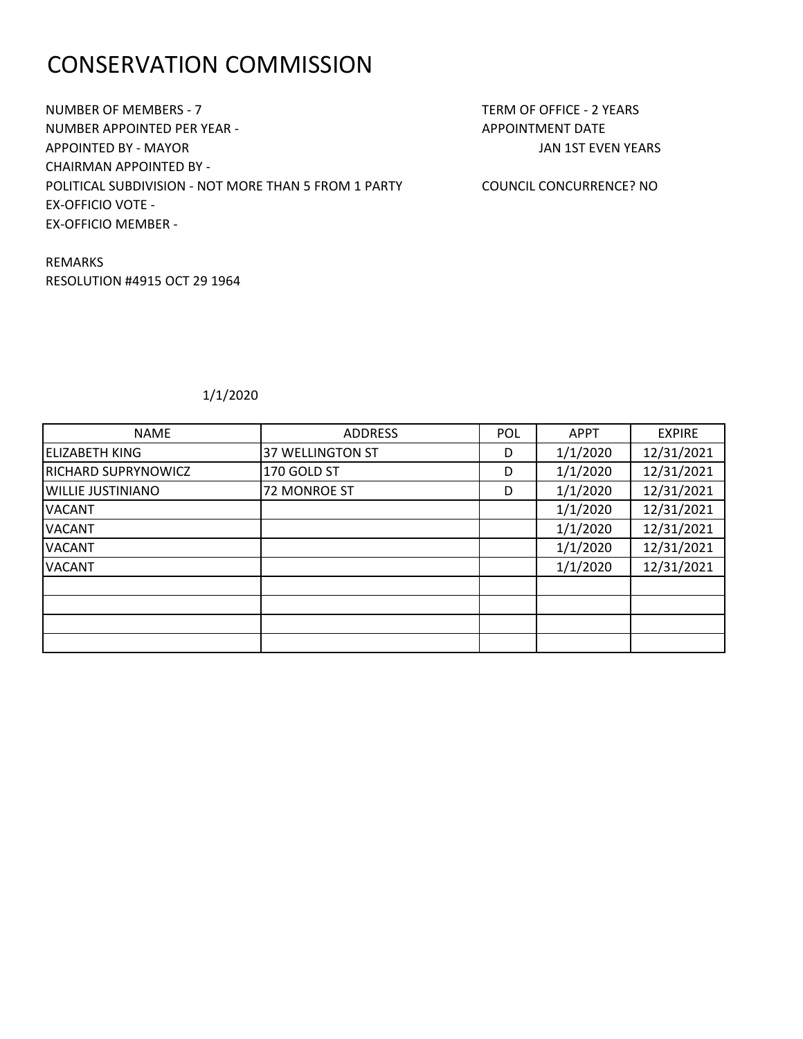# CONSERVATION COMMISSION

NUMBER OF MEMBERS - 7
NUMBER APPOINTED PER YEAR -
APPOINTED BY - MAYOR
CHAIRMAN APPOINTED BY -
POLITICAL SUBDIVISION - NOT MORE THAN 5 FROM 1 PARTY
EX-OFFICIO VOTE -
EX-OFFICIO MEMBER -

TERM OF OFFICE - 2 YEARS
APPOINTMENT DATE
JAN 1ST EVEN YEARS

COUNCIL CONCURRENCE? NO

REMARKS
RESOLUTION #4915 OCT 29 1964

1/1/2020

| NAME | ADDRESS | POL | APPT | EXPIRE |
|---|---|---|---|---|
| ELIZABETH KING | 37 WELLINGTON ST | D | 1/1/2020 | 12/31/2021 |
| RICHARD SUPRYNOWICZ | 170 GOLD ST | D | 1/1/2020 | 12/31/2021 |
| WILLIE JUSTINIANO | 72 MONROE ST | D | 1/1/2020 | 12/31/2021 |
| VACANT | | | 1/1/2020 | 12/31/2021 |
| VACANT | | | 1/1/2020 | 12/31/2021 |
| VACANT | | | 1/1/2020 | 12/31/2021 |
| VACANT | | | 1/1/2020 | 12/31/2021 |
| | | | | |
| | | | | |
| | | | | |
| | | | | |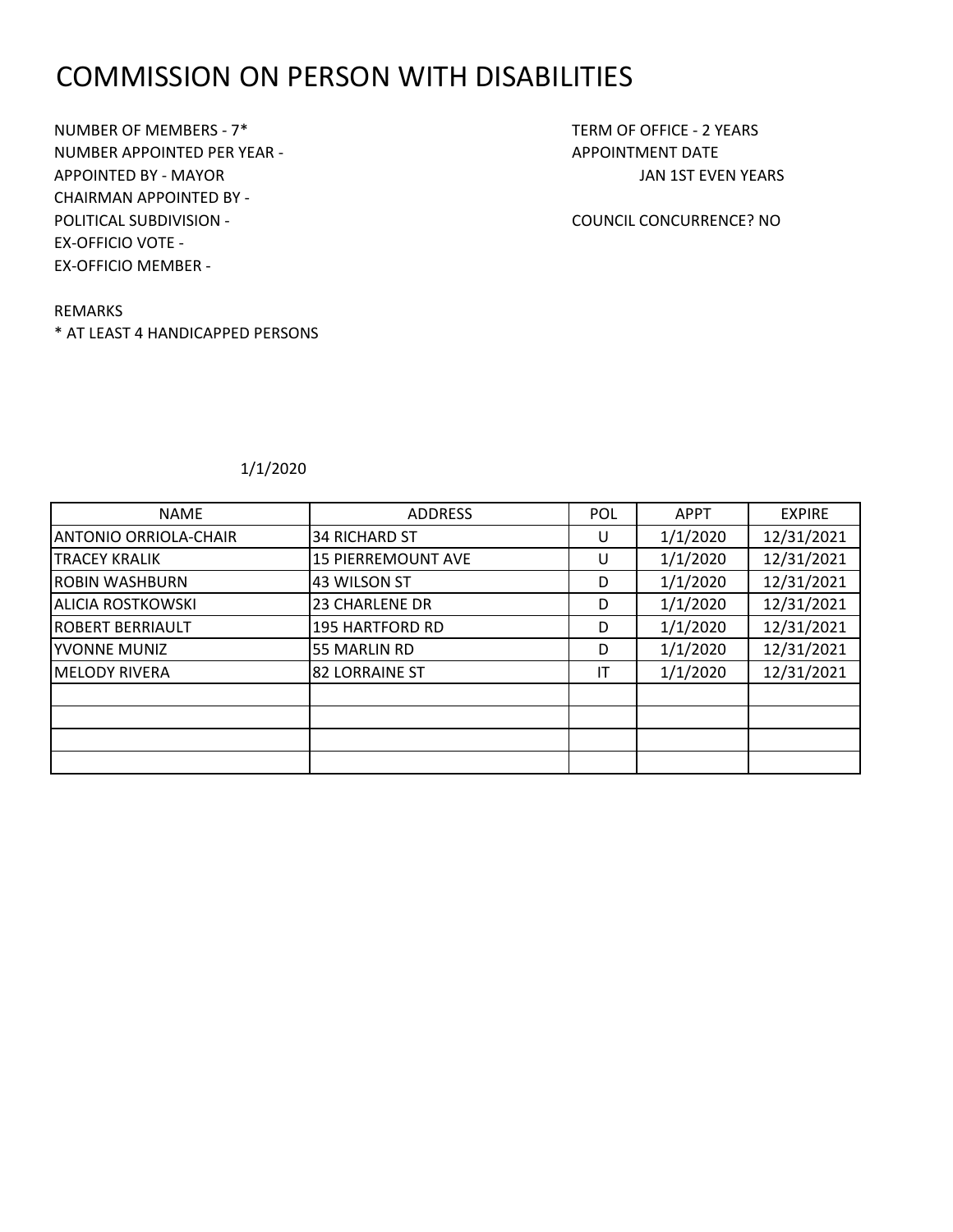# COMMISSION ON PERSON WITH DISABILITIES

NUMBER OF MEMBERS - 7*
NUMBER APPOINTED PER YEAR -
APPOINTED BY - MAYOR
CHAIRMAN APPOINTED BY -
POLITICAL SUBDIVISION -
EX-OFFICIO VOTE -
EX-OFFICIO MEMBER -

TERM OF OFFICE - 2 YEARS
APPOINTMENT DATE
JAN 1ST EVEN YEARS

COUNCIL CONCURRENCE? NO

REMARKS
* AT LEAST 4 HANDICAPPED PERSONS

1/1/2020

| NAME | ADDRESS | POL | APPT | EXPIRE |
|---|---|---|---|---|
| ANTONIO ORRIOLA-CHAIR | 34 RICHARD ST | U | 1/1/2020 | 12/31/2021 |
| TRACEY KRALIK | 15 PIERREMOUNT AVE | U | 1/1/2020 | 12/31/2021 |
| ROBIN WASHBURN | 43 WILSON ST | D | 1/1/2020 | 12/31/2021 |
| ALICIA ROSTKOWSKI | 23 CHARLENE DR | D | 1/1/2020 | 12/31/2021 |
| ROBERT BERRIAULT | 195 HARTFORD RD | D | 1/1/2020 | 12/31/2021 |
| YVONNE MUNIZ | 55 MARLIN RD | D | 1/1/2020 | 12/31/2021 |
| MELODY RIVERA | 82 LORRAINE ST | IT | 1/1/2020 | 12/31/2021 |
| | | | | |
| | | | | |
| | | | | |
| | | | | |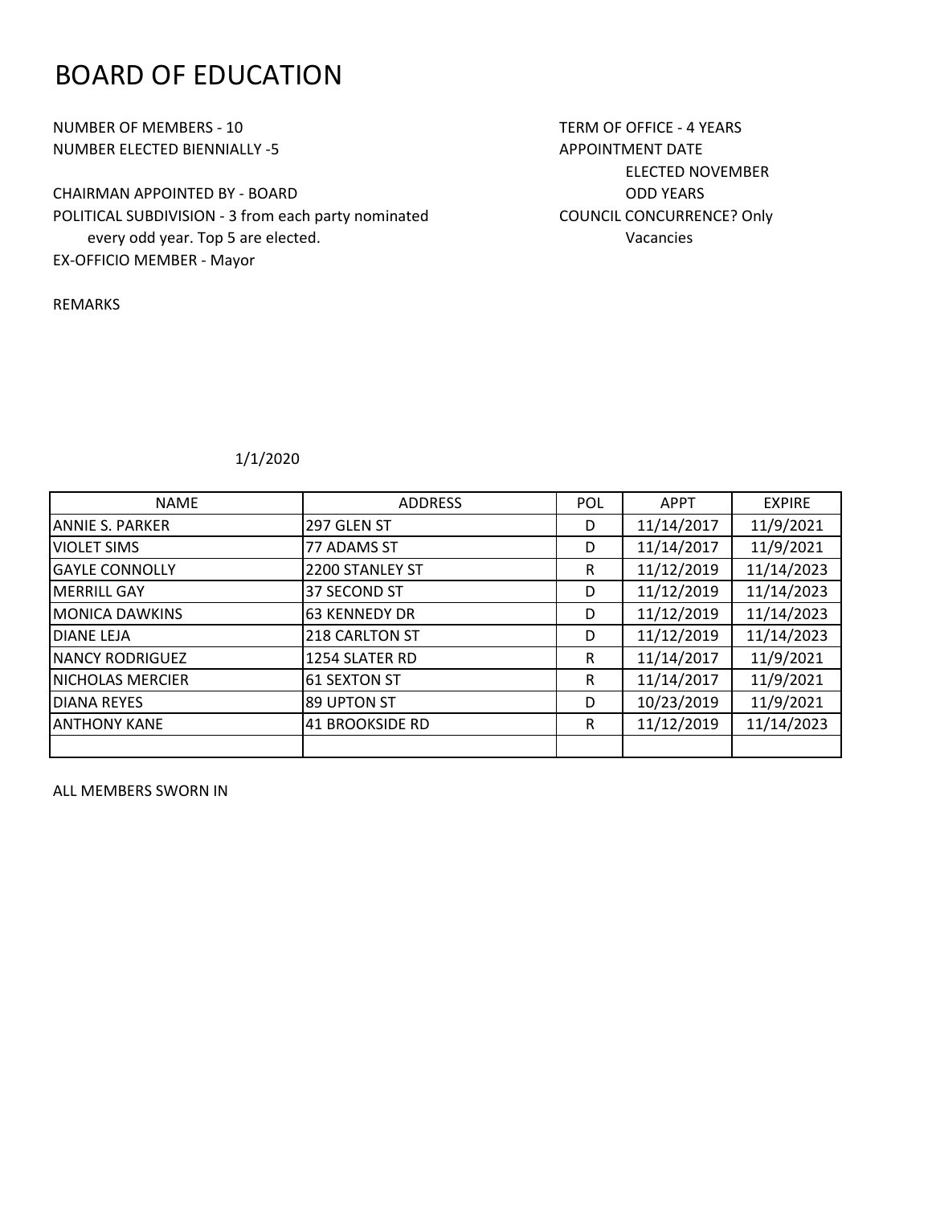# BOARD OF EDUCATION

NUMBER OF MEMBERS - 10

NUMBER ELECTED BIENNIALLY -5

CHAIRMAN APPOINTED BY - BOARD

POLITICAL SUBDIVISION - 3 from each party nominated every odd year. Top 5 are elected.

EX-OFFICIO MEMBER - Mayor

TERM OF OFFICE - 4 YEARS

APPOINTMENT DATE
ELECTED NOVEMBER
ODD YEARS

COUNCIL CONCURRENCE? Only Vacancies

REMARKS

1/1/2020

| NAME | ADDRESS | POL | APPT | EXPIRE |
|---|---|---|---|---|
| ANNIE S. PARKER | 297 GLEN ST | D | 11/14/2017 | 11/9/2021 |
| VIOLET SIMS | 77 ADAMS ST | D | 11/14/2017 | 11/9/2021 |
| GAYLE CONNOLLY | 2200 STANLEY ST | R | 11/12/2019 | 11/14/2023 |
| MERRILL GAY | 37 SECOND ST | D | 11/12/2019 | 11/14/2023 |
| MONICA DAWKINS | 63 KENNEDY DR | D | 11/12/2019 | 11/14/2023 |
| DIANE LEJA | 218 CARLTON ST | D | 11/12/2019 | 11/14/2023 |
| NANCY RODRIGUEZ | 1254 SLATER RD | R | 11/14/2017 | 11/9/2021 |
| NICHOLAS MERCIER | 61 SEXTON ST | R | 11/14/2017 | 11/9/2021 |
| DIANA REYES | 89 UPTON ST | D | 10/23/2019 | 11/9/2021 |
| ANTHONY KANE | 41 BROOKSIDE RD | R | 11/12/2019 | 11/14/2023 |
| | | | | |

ALL MEMBERS SWORN IN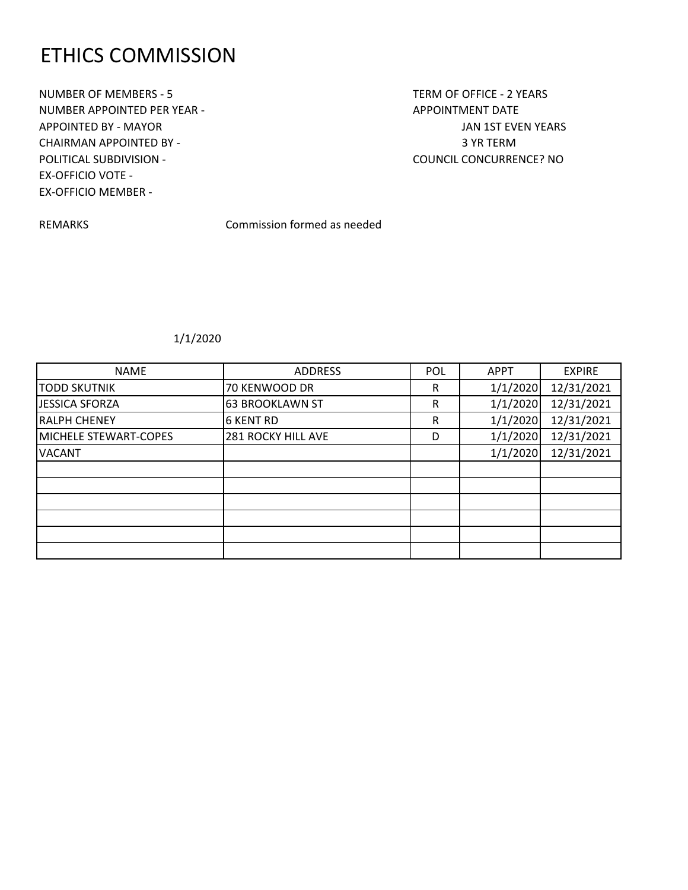# ETHICS COMMISSION

NUMBER OF MEMBERS - 5
NUMBER APPOINTED PER YEAR -
APPOINTED BY - MAYOR
CHAIRMAN APPOINTED BY -
POLITICAL SUBDIVISION -
EX-OFFICIO VOTE -
EX-OFFICIO MEMBER -

TERM OF OFFICE - 2 YEARS
APPOINTMENT DATE
JAN 1ST EVEN YEARS
3 YR TERM
COUNCIL CONCURRENCE? NO

REMARKS Commission formed as needed

1/1/2020

| NAME | ADDRESS | POL | APPT | EXPIRE |
|---|---|---|---|---|
| TODD SKUTNIK | 70 KENWOOD DR | R | 1/1/2020 | 12/31/2021 |
| JESSICA SFORZA | 63 BROOKLAWN ST | R | 1/1/2020 | 12/31/2021 |
| RALPH CHENEY | 6 KENT RD | R | 1/1/2020 | 12/31/2021 |
| MICHELE STEWART-COPES | 281 ROCKY HILL AVE | D | 1/1/2020 | 12/31/2021 |
| VACANT | | | 1/1/2020 | 12/31/2021 |
| | | | | |
| | | | | |
| | | | | |
| | | | | |
| | | | | |
| | | | | |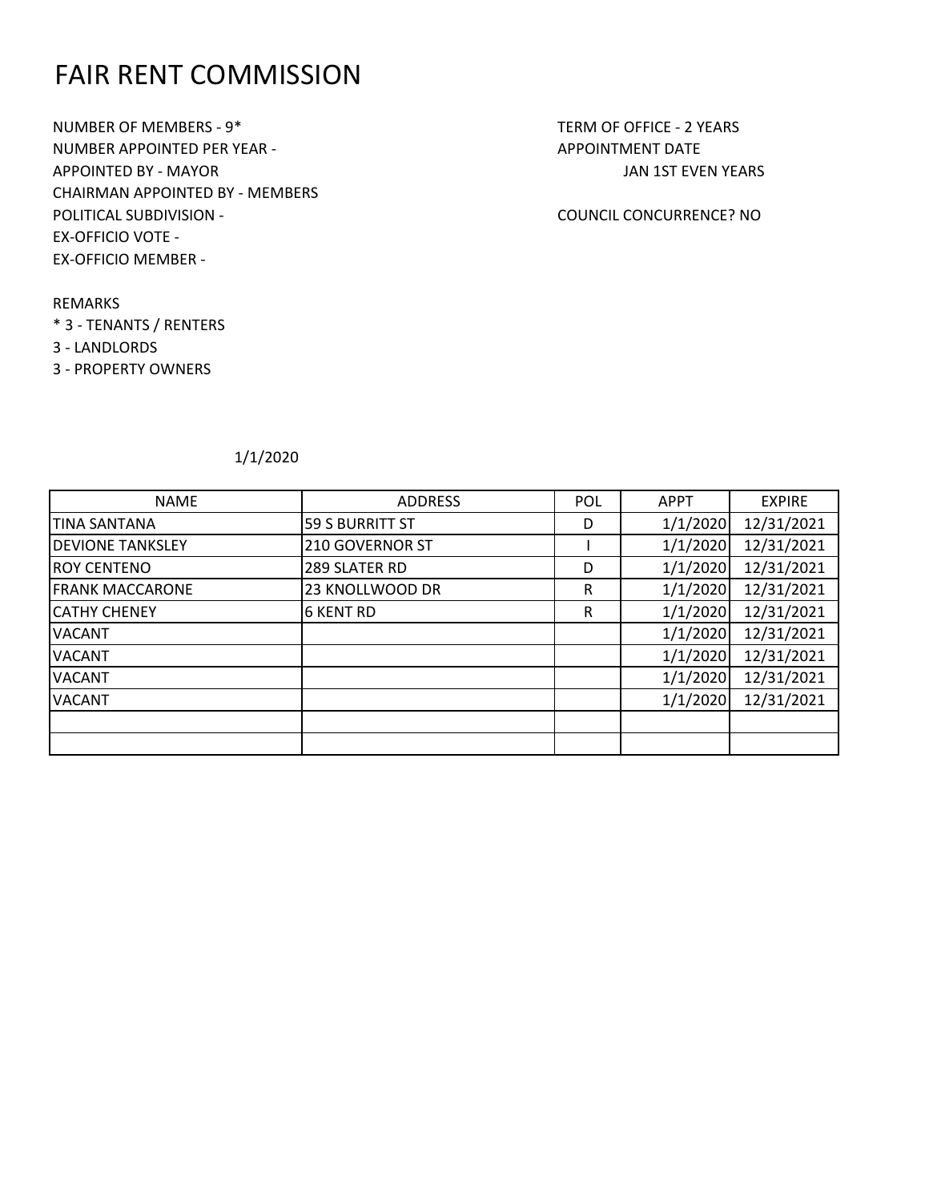# FAIR RENT COMMISSION

NUMBER OF MEMBERS - 9*
NUMBER APPOINTED PER YEAR -
APPOINTED BY - MAYOR
CHAIRMAN APPOINTED BY - MEMBERS
POLITICAL SUBDIVISION -
EX-OFFICIO VOTE -
EX-OFFICIO MEMBER -

TERM OF OFFICE - 2 YEARS
APPOINTMENT DATE
JAN 1ST EVEN YEARS

COUNCIL CONCURRENCE? NO

REMARKS
* 3 - TENANTS / RENTERS
3 - LANDLORDS
3 - PROPERTY OWNERS

1/1/2020

| NAME | ADDRESS | POL | APPT | EXPIRE |
|---|---|---|---|---|
| TINA SANTANA | 59 S BURRITT ST | D | 1/1/2020 | 12/31/2021 |
| DEVIONE TANKSLEY | 210 GOVERNOR ST | I | 1/1/2020 | 12/31/2021 |
| ROY CENTENO | 289 SLATER RD | D | 1/1/2020 | 12/31/2021 |
| FRANK MACCARONE | 23 KNOLLWOOD DR | R | 1/1/2020 | 12/31/2021 |
| CATHY CHENEY | 6 KENT RD | R | 1/1/2020 | 12/31/2021 |
| VACANT | | | 1/1/2020 | 12/31/2021 |
| VACANT | | | 1/1/2020 | 12/31/2021 |
| VACANT | | | 1/1/2020 | 12/31/2021 |
| VACANT | | | 1/1/2020 | 12/31/2021 |
| | | | | |
| | | | | |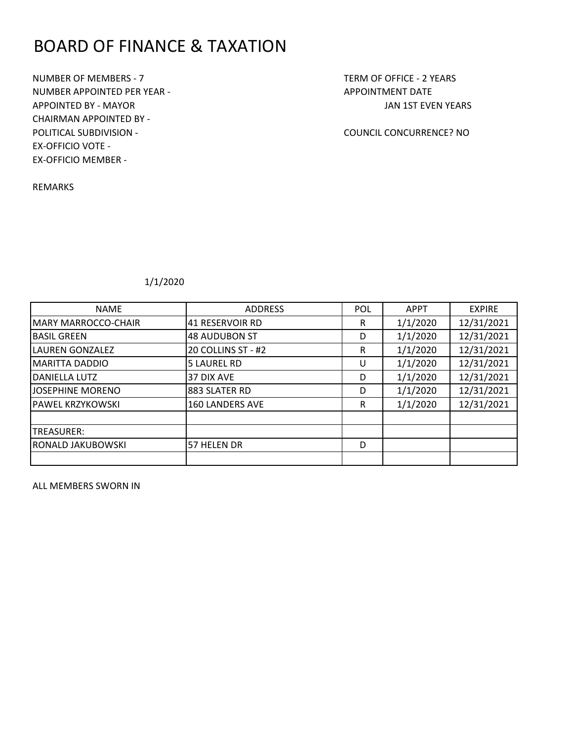# BOARD OF FINANCE & TAXATION

NUMBER OF MEMBERS - 7
NUMBER APPOINTED PER YEAR -
APPOINTED BY - MAYOR
CHAIRMAN APPOINTED BY -
POLITICAL SUBDIVISION -
EX-OFFICIO VOTE -
EX-OFFICIO MEMBER -

TERM OF OFFICE - 2 YEARS
APPOINTMENT DATE
JAN 1ST EVEN YEARS

COUNCIL CONCURRENCE? NO

REMARKS

1/1/2020

| NAME | ADDRESS | POL | APPT | EXPIRE |
|---|---|---|---|---|
| MARY MARROCCO-CHAIR | 41 RESERVOIR RD | R | 1/1/2020 | 12/31/2021 |
| BASIL GREEN | 48 AUDUBON ST | D | 1/1/2020 | 12/31/2021 |
| LAUREN GONZALEZ | 20 COLLINS ST - #2 | R | 1/1/2020 | 12/31/2021 |
| MARITTA DADDIO | 5 LAUREL RD | U | 1/1/2020 | 12/31/2021 |
| DANIELLA LUTZ | 37 DIX AVE | D | 1/1/2020 | 12/31/2021 |
| JOSEPHINE MORENO | 883 SLATER RD | D | 1/1/2020 | 12/31/2021 |
| PAWEL KRZYKOWSKI | 160 LANDERS AVE | R | 1/1/2020 | 12/31/2021 |
| | | | | |
| TREASURER: | | | | |
| RONALD JAKUBOWSKI | 57 HELEN DR | D | | |
| | | | | |

ALL MEMBERS SWORN IN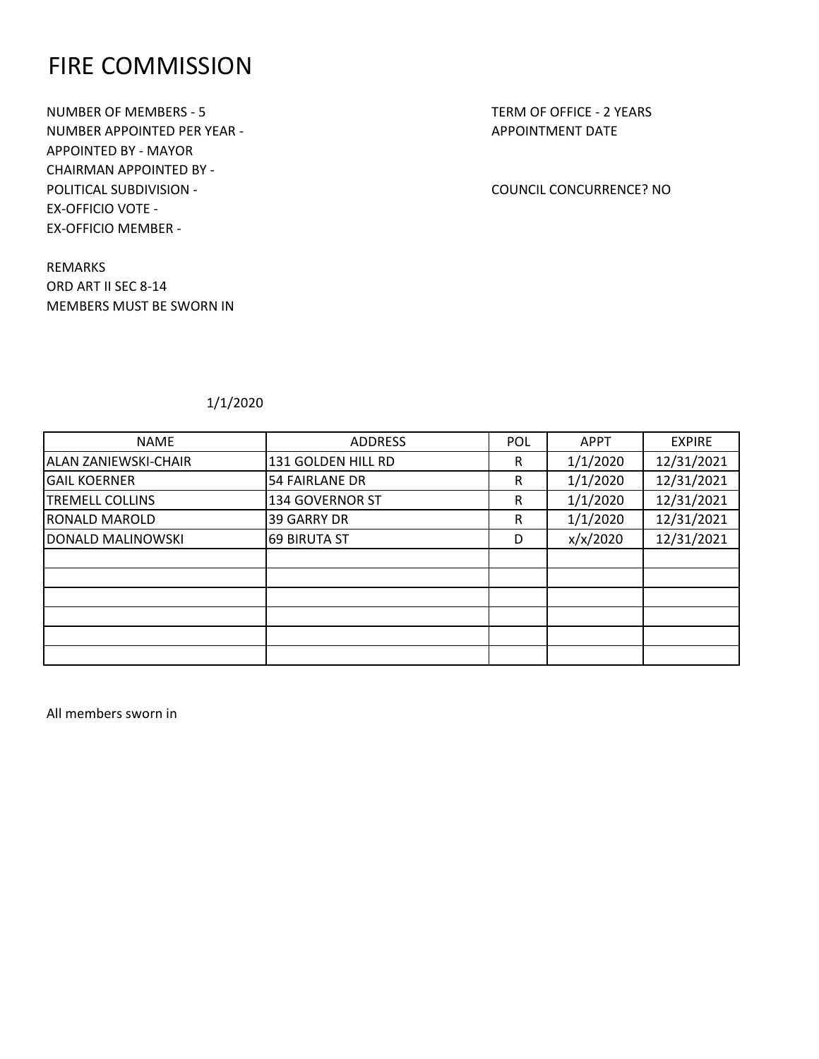# FIRE COMMISSION

NUMBER OF MEMBERS - 5
NUMBER APPOINTED PER YEAR -
APPOINTED BY - MAYOR
CHAIRMAN APPOINTED BY -
POLITICAL SUBDIVISION -
EX-OFFICIO VOTE -
EX-OFFICIO MEMBER -

TERM OF OFFICE - 2 YEARS
APPOINTMENT DATE

COUNCIL CONCURRENCE? NO

REMARKS
ORD ART II SEC 8-14
MEMBERS MUST BE SWORN IN

1/1/2020

| NAME | ADDRESS | POL | APPT | EXPIRE |
|---|---|---|---|---|
| ALAN ZANIEWSKI-CHAIR | 131 GOLDEN HILL RD | R | 1/1/2020 | 12/31/2021 |
| GAIL KOERNER | 54 FAIRLANE DR | R | 1/1/2020 | 12/31/2021 |
| TREMELL COLLINS | 134 GOVERNOR ST | R | 1/1/2020 | 12/31/2021 |
| RONALD MAROLD | 39 GARRY DR | R | 1/1/2020 | 12/31/2021 |
| DONALD MALINOWSKI | 69 BIRUTA ST | D | x/x/2020 | 12/31/2021 |
| | | | | |
| | | | | |
| | | | | |
| | | | | |
| | | | | |
| | | | | |

All members sworn in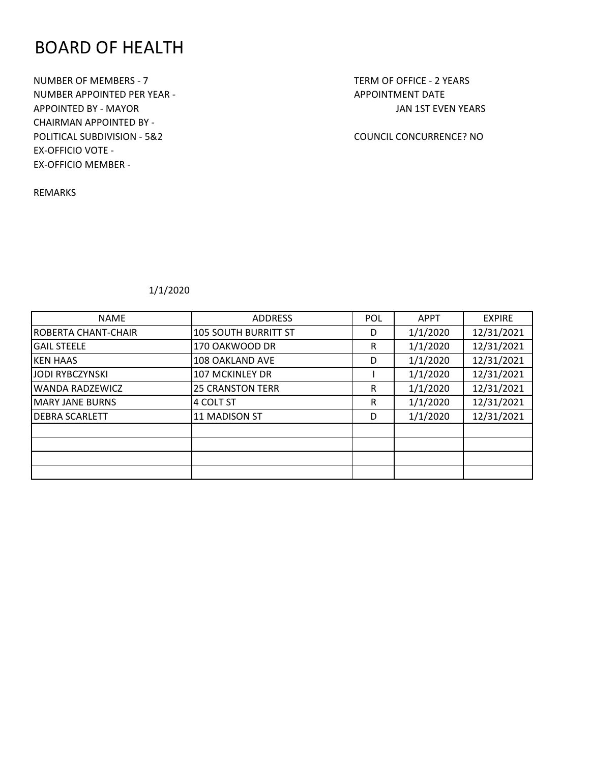# BOARD OF HEALTH

NUMBER OF MEMBERS - 7

NUMBER APPOINTED PER YEAR -

APPOINTED BY - MAYOR

CHAIRMAN APPOINTED BY -

POLITICAL SUBDIVISION - 5&2

EX-OFFICIO VOTE -

EX-OFFICIO MEMBER -

TERM OF OFFICE - 2 YEARS

APPOINTMENT DATE

JAN 1ST EVEN YEARS

COUNCIL CONCURRENCE? NO

REMARKS

1/1/2020

| NAME | ADDRESS | POL | APPT | EXPIRE |
|---|---|---|---|---|
| ROBERTA CHANT-CHAIR | 105 SOUTH BURRITT ST | D | 1/1/2020 | 12/31/2021 |
| GAIL STEELE | 170 OAKWOOD DR | R | 1/1/2020 | 12/31/2021 |
| KEN HAAS | 108 OAKLAND AVE | D | 1/1/2020 | 12/31/2021 |
| JODI RYBCZYNSKI | 107 MCKINLEY DR | I | 1/1/2020 | 12/31/2021 |
| WANDA RADZEWICZ | 25 CRANSTON TERR | R | 1/1/2020 | 12/31/2021 |
| MARY JANE BURNS | 4 COLT ST | R | 1/1/2020 | 12/31/2021 |
| DEBRA SCARLETT | 11 MADISON ST | D | 1/1/2020 | 12/31/2021 |
| | | | | |
| | | | | |
| | | | | |
| | | | | |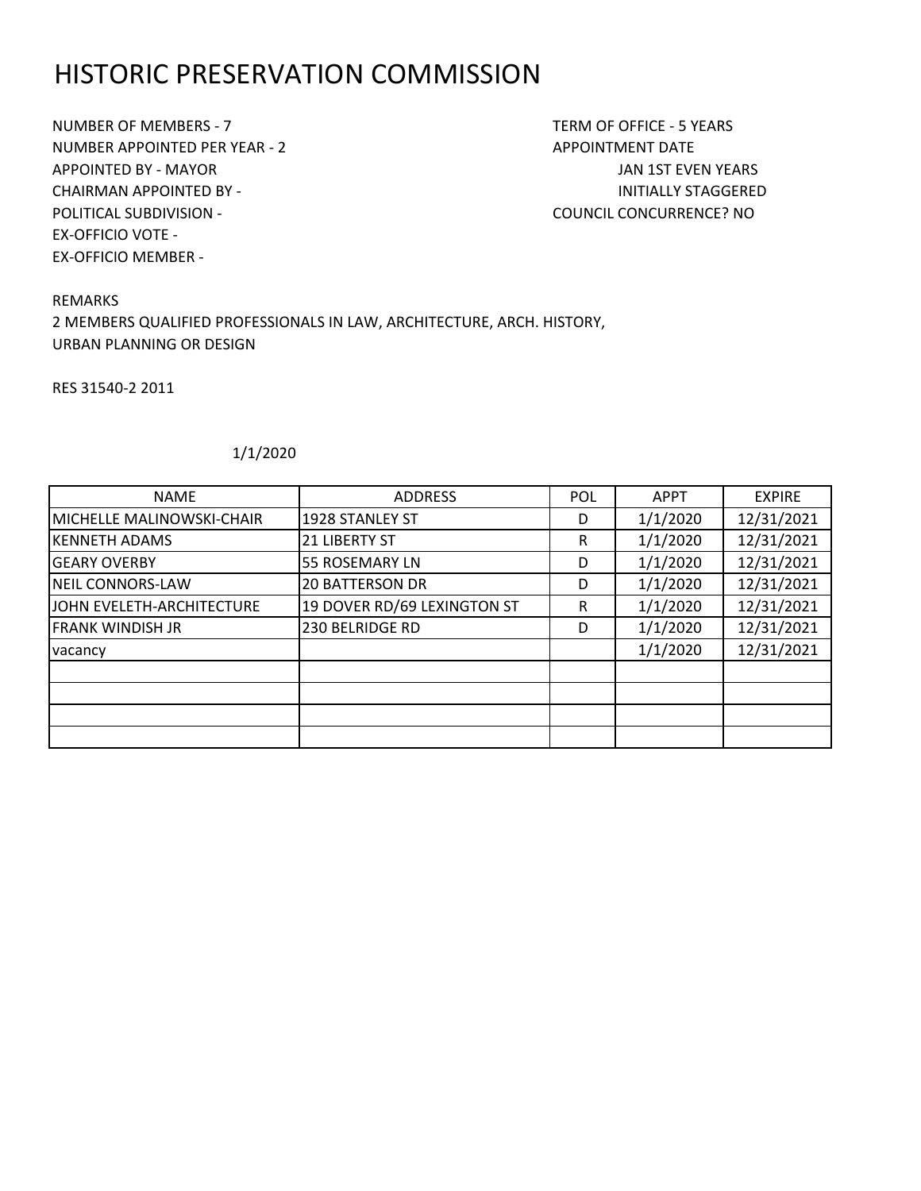# HISTORIC PRESERVATION COMMISSION

NUMBER OF MEMBERS - 7
NUMBER APPOINTED PER YEAR - 2
APPOINTED BY - MAYOR
CHAIRMAN APPOINTED BY -
POLITICAL SUBDIVISION -
EX-OFFICIO VOTE -
EX-OFFICIO MEMBER -

TERM OF OFFICE - 5 YEARS
APPOINTMENT DATE
JAN 1ST EVEN YEARS
INITIALLY STAGGERED
COUNCIL CONCURRENCE? NO

REMARKS
2 MEMBERS QUALIFIED PROFESSIONALS IN LAW, ARCHITECTURE, ARCH. HISTORY, URBAN PLANNING OR DESIGN

RES 31540-2 2011

1/1/2020

| NAME | ADDRESS | POL | APPT | EXPIRE |
|---|---|---|---|---|
| MICHELLE MALINOWSKI-CHAIR | 1928 STANLEY ST | D | 1/1/2020 | 12/31/2021 |
| KENNETH ADAMS | 21 LIBERTY ST | R | 1/1/2020 | 12/31/2021 |
| GEARY OVERBY | 55 ROSEMARY LN | D | 1/1/2020 | 12/31/2021 |
| NEIL CONNORS-LAW | 20 BATTERSON DR | D | 1/1/2020 | 12/31/2021 |
| JOHN EVELETH-ARCHITECTURE | 19 DOVER RD/69 LEXINGTON ST | R | 1/1/2020 | 12/31/2021 |
| FRANK WINDISH JR | 230 BELRIDGE RD | D | 1/1/2020 | 12/31/2021 |
| vacancy | | | 1/1/2020 | 12/31/2021 |
| | | | | |
| | | | | |
| | | | | |
| | | | | |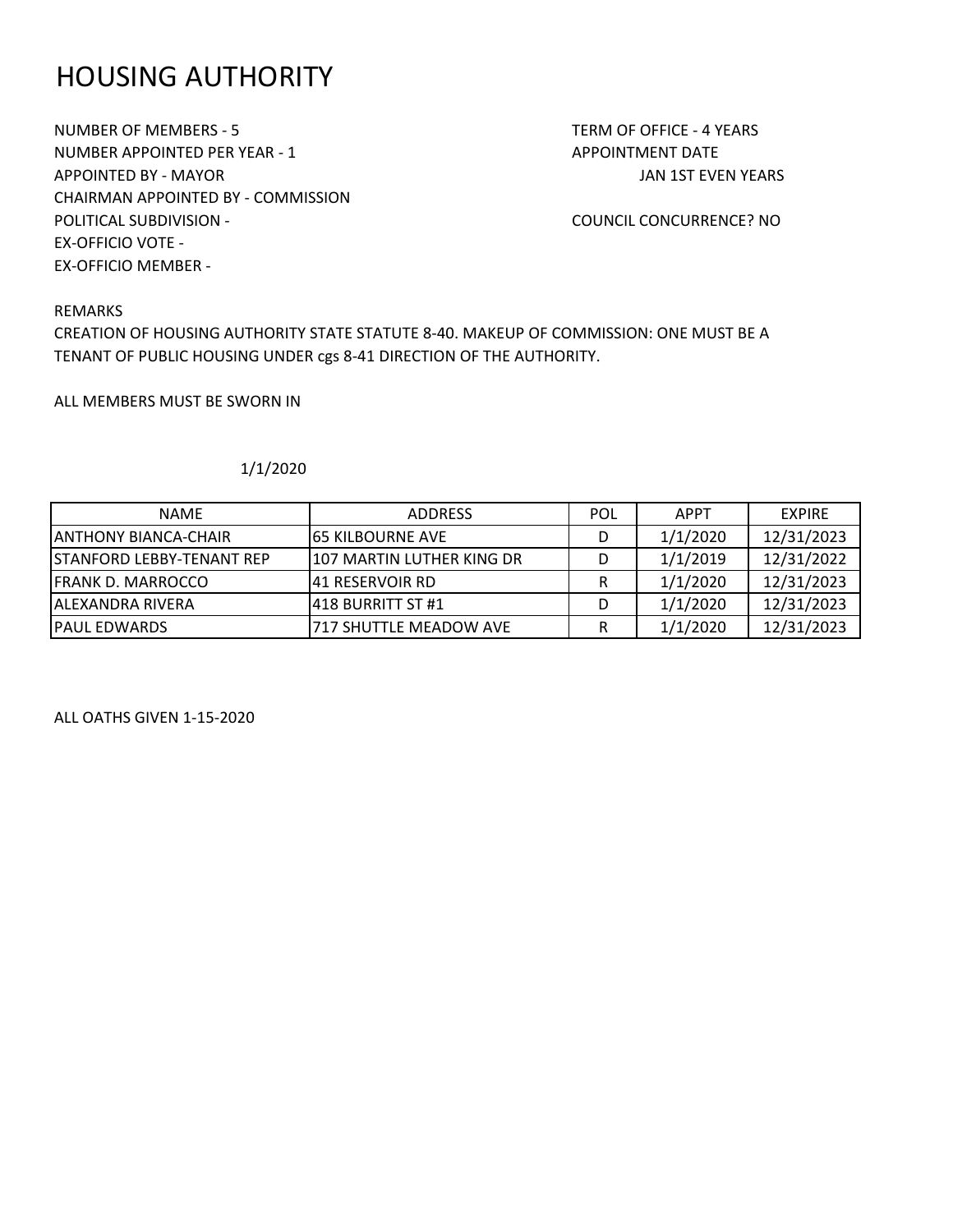# HOUSING AUTHORITY

NUMBER OF MEMBERS - 5
NUMBER APPOINTED PER YEAR - 1
APPOINTED BY - MAYOR
CHAIRMAN APPOINTED BY - COMMISSION
POLITICAL SUBDIVISION -
EX-OFFICIO VOTE -
EX-OFFICIO MEMBER -

TERM OF OFFICE - 4 YEARS
APPOINTMENT DATE
JAN 1ST EVEN YEARS

COUNCIL CONCURRENCE? NO

REMARKS
CREATION OF HOUSING AUTHORITY STATE STATUTE 8-40. MAKEUP OF COMMISSION: ONE MUST BE A TENANT OF PUBLIC HOUSING UNDER cgs 8-41 DIRECTION OF THE AUTHORITY.

ALL MEMBERS MUST BE SWORN IN

1/1/2020

| NAME | ADDRESS | POL | APPT | EXPIRE |
|---|---|---|---|---|
| ANTHONY BIANCA-CHAIR | 65 KILBOURNE AVE | D | 1/1/2020 | 12/31/2023 |
| STANFORD LEBBY-TENANT REP | 107 MARTIN LUTHER KING DR | D | 1/1/2019 | 12/31/2022 |
| FRANK D. MARROCCO | 41 RESERVOIR RD | R | 1/1/2020 | 12/31/2023 |
| ALEXANDRA RIVERA | 418 BURRITT ST #1 | D | 1/1/2020 | 12/31/2023 |
| PAUL EDWARDS | 717 SHUTTLE MEADOW AVE | R | 1/1/2020 | 12/31/2023 |

ALL OATHS GIVEN 1-15-2020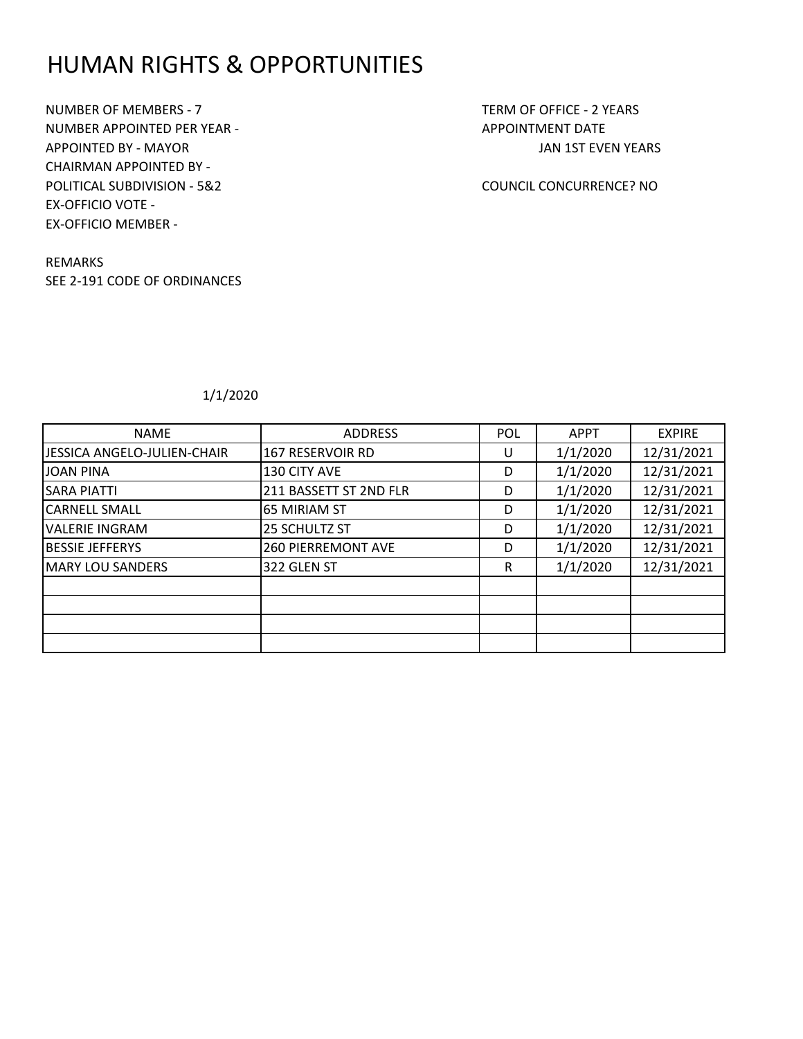# HUMAN RIGHTS & OPPORTUNITIES

NUMBER OF MEMBERS - 7
NUMBER APPOINTED PER YEAR -
APPOINTED BY - MAYOR
CHAIRMAN APPOINTED BY -
POLITICAL SUBDIVISION - 5&2
EX-OFFICIO VOTE -
EX-OFFICIO MEMBER -

TERM OF OFFICE - 2 YEARS
APPOINTMENT DATE
JAN 1ST EVEN YEARS

COUNCIL CONCURRENCE? NO

REMARKS
SEE 2-191 CODE OF ORDINANCES

1/1/2020

| NAME | ADDRESS | POL | APPT | EXPIRE |
|---|---|---|---|---|
| JESSICA ANGELO-JULIEN-CHAIR | 167 RESERVOIR RD | U | 1/1/2020 | 12/31/2021 |
| JOAN PINA | 130 CITY AVE | D | 1/1/2020 | 12/31/2021 |
| SARA PIATTI | 211 BASSETT ST 2ND FLR | D | 1/1/2020 | 12/31/2021 |
| CARNELL SMALL | 65 MIRIAM ST | D | 1/1/2020 | 12/31/2021 |
| VALERIE INGRAM | 25 SCHULTZ ST | D | 1/1/2020 | 12/31/2021 |
| BESSIE JEFFERYS | 260 PIERREMONT AVE | D | 1/1/2020 | 12/31/2021 |
| MARY LOU SANDERS | 322 GLEN ST | R | 1/1/2020 | 12/31/2021 |
| | | | | |
| | | | | |
| | | | | |
| | | | | |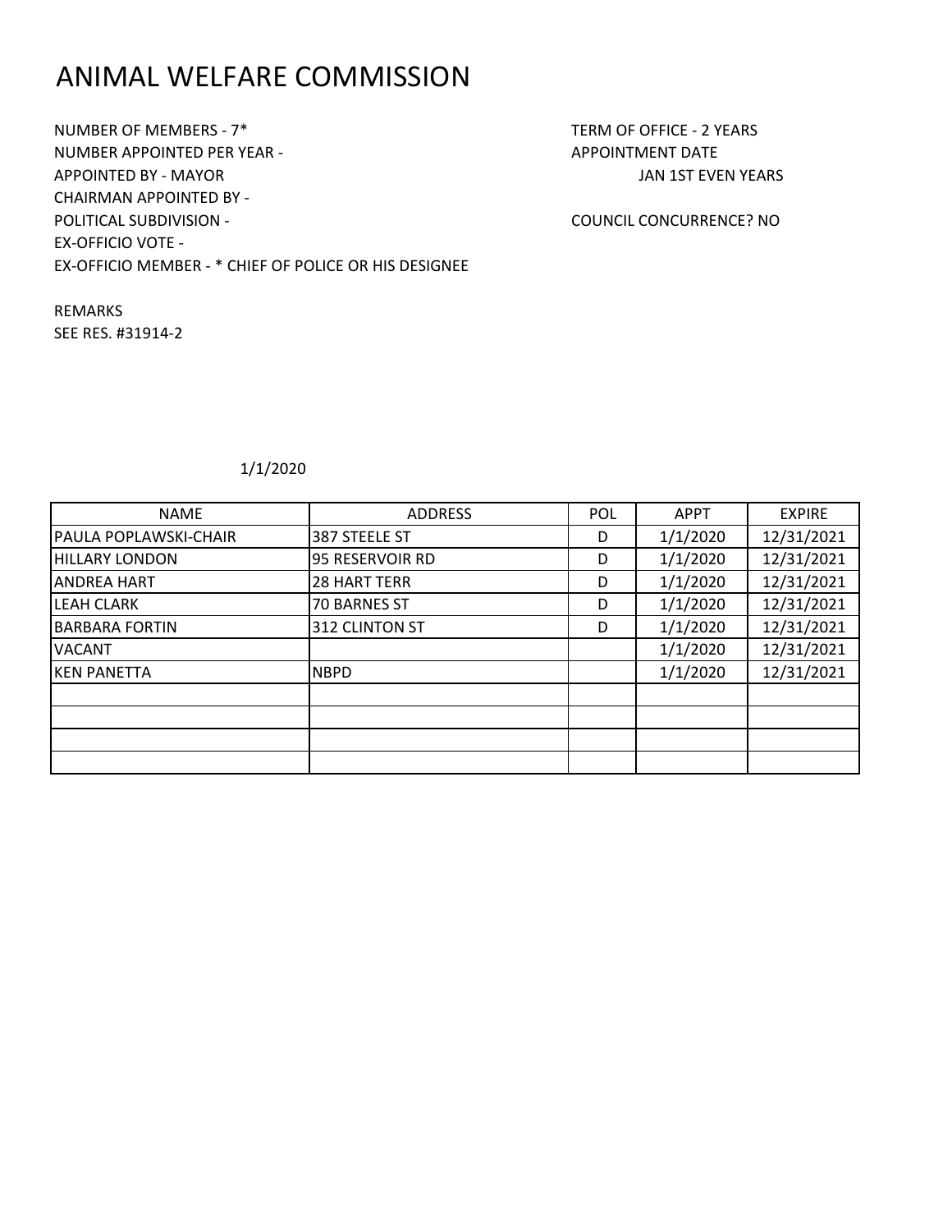# ANIMAL WELFARE COMMISSION

NUMBER OF MEMBERS - 7*
NUMBER APPOINTED PER YEAR -
APPOINTED BY - MAYOR
CHAIRMAN APPOINTED BY -
POLITICAL SUBDIVISION -
EX-OFFICIO VOTE -
EX-OFFICIO MEMBER - * CHIEF OF POLICE OR HIS DESIGNEE

TERM OF OFFICE - 2 YEARS
APPOINTMENT DATE
JAN 1ST EVEN YEARS

COUNCIL CONCURRENCE? NO

REMARKS
SEE RES. #31914-2

1/1/2020

| NAME | ADDRESS | POL | APPT | EXPIRE |
|---|---|---|---|---|
| PAULA POPLAWSKI-CHAIR | 387 STEELE ST | D | 1/1/2020 | 12/31/2021 |
| HILLARY LONDON | 95 RESERVOIR RD | D | 1/1/2020 | 12/31/2021 |
| ANDREA HART | 28 HART TERR | D | 1/1/2020 | 12/31/2021 |
| LEAH CLARK | 70 BARNES ST | D | 1/1/2020 | 12/31/2021 |
| BARBARA FORTIN | 312 CLINTON ST | D | 1/1/2020 | 12/31/2021 |
| VACANT | | | 1/1/2020 | 12/31/2021 |
| KEN PANETTA | NBPD | | 1/1/2020 | 12/31/2021 |
| | | | | |
| | | | | |
| | | | | |
| | | | | |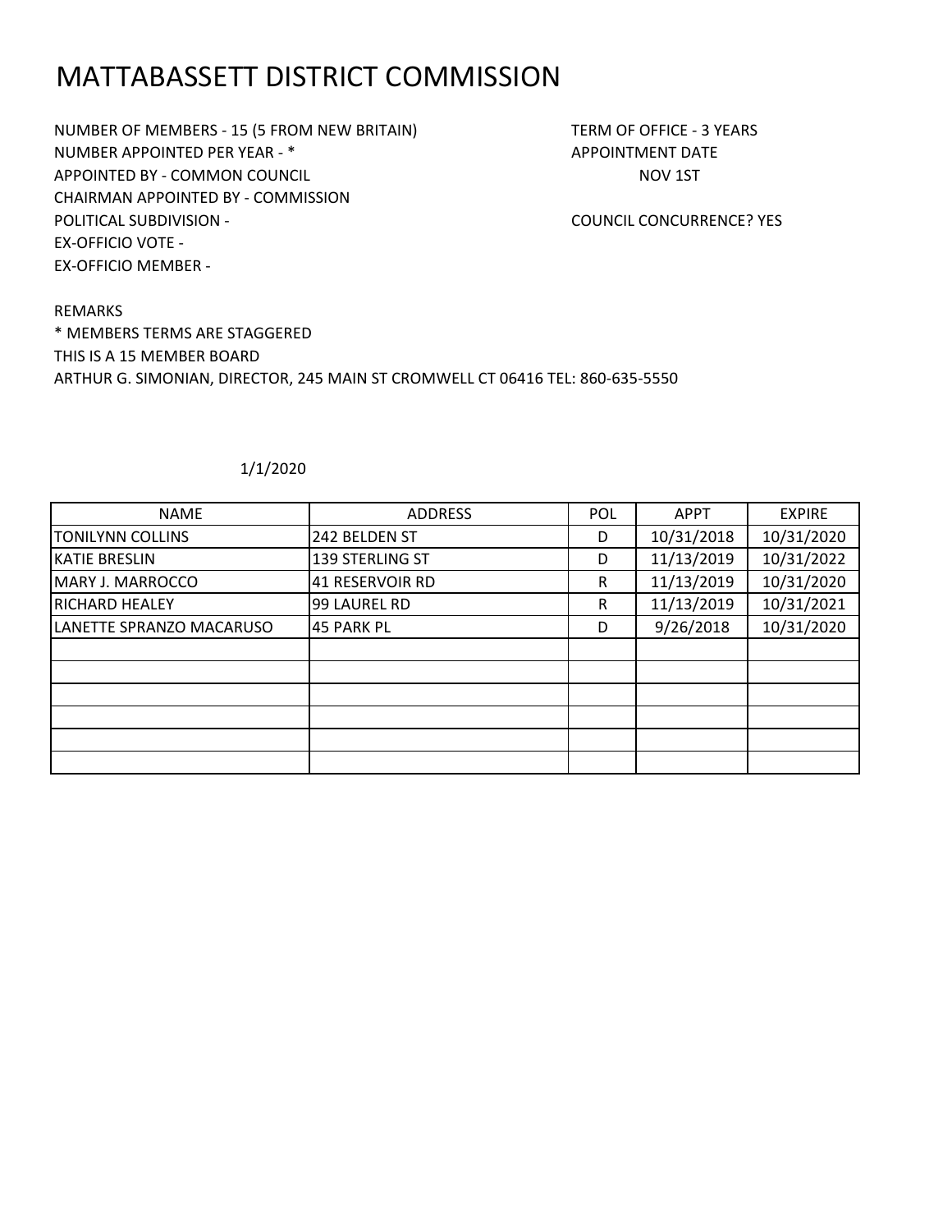# MATTABASSETT DISTRICT COMMISSION

NUMBER OF MEMBERS - 15 (5 FROM NEW BRITAIN)
NUMBER APPOINTED PER YEAR - *
APPOINTED BY - COMMON COUNCIL
CHAIRMAN APPOINTED BY - COMMISSION
POLITICAL SUBDIVISION -
EX-OFFICIO VOTE -
EX-OFFICIO MEMBER -

TERM OF OFFICE - 3 YEARS
APPOINTMENT DATE
NOV 1ST

COUNCIL CONCURRENCE? YES

REMARKS
* MEMBERS TERMS ARE STAGGERED
THIS IS A 15 MEMBER BOARD
ARTHUR G. SIMONIAN, DIRECTOR, 245 MAIN ST CROMWELL CT 06416 TEL: 860-635-5550

1/1/2020

| NAME | ADDRESS | POL | APPT | EXPIRE |
|---|---|---|---|---|
| TONILYNN COLLINS | 242 BELDEN ST | D | 10/31/2018 | 10/31/2020 |
| KATIE BRESLIN | 139 STERLING ST | D | 11/13/2019 | 10/31/2022 |
| MARY J. MARROCCO | 41 RESERVOIR RD | R | 11/13/2019 | 10/31/2020 |
| RICHARD HEALEY | 99 LAUREL RD | R | 11/13/2019 | 10/31/2021 |
| LANETTE SPRANZO MACARUSO | 45 PARK PL | D | 9/26/2018 | 10/31/2020 |
| | | | | |
| | | | | |
| | | | | |
| | | | | |
| | | | | |
| | | | | |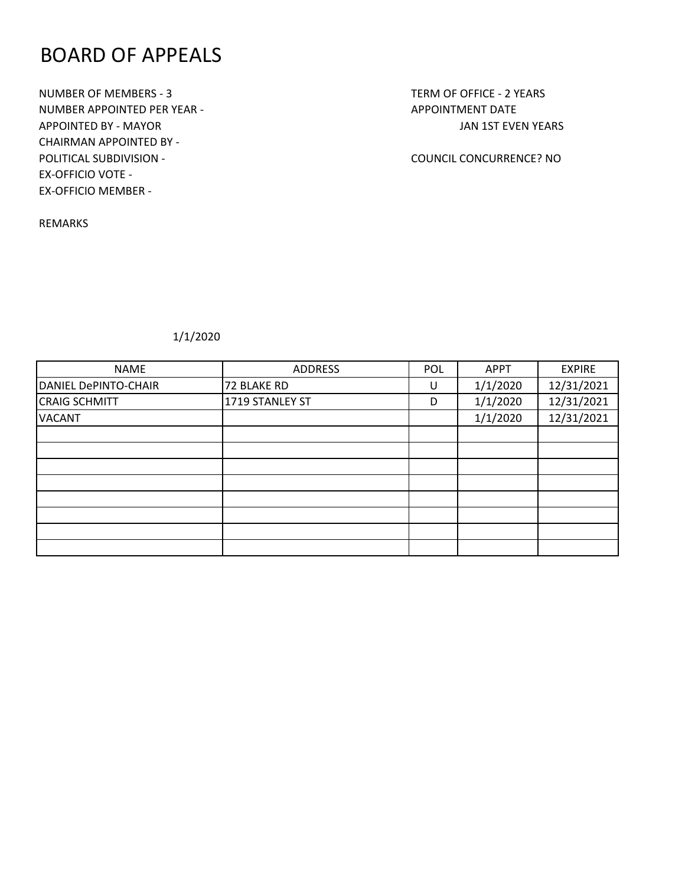# BOARD OF APPEALS

NUMBER OF MEMBERS - 3
NUMBER APPOINTED PER YEAR -
APPOINTED BY - MAYOR
CHAIRMAN APPOINTED BY -
POLITICAL SUBDIVISION -
EX-OFFICIO VOTE -
EX-OFFICIO MEMBER -

TERM OF OFFICE - 2 YEARS
APPOINTMENT DATE
JAN 1ST EVEN YEARS

COUNCIL CONCURRENCE? NO

REMARKS

1/1/2020

| NAME | ADDRESS | POL | APPT | EXPIRE |
|---|---|---|---|---|
| DANIEL DePINTO-CHAIR | 72 BLAKE RD | U | 1/1/2020 | 12/31/2021 |
| CRAIG SCHMITT | 1719 STANLEY ST | D | 1/1/2020 | 12/31/2021 |
| VACANT | | | 1/1/2020 | 12/31/2021 |
| | | | | |
| | | | | |
| | | | | |
| | | | | |
| | | | | |
| | | | | |
| | | | | |
| | | | | |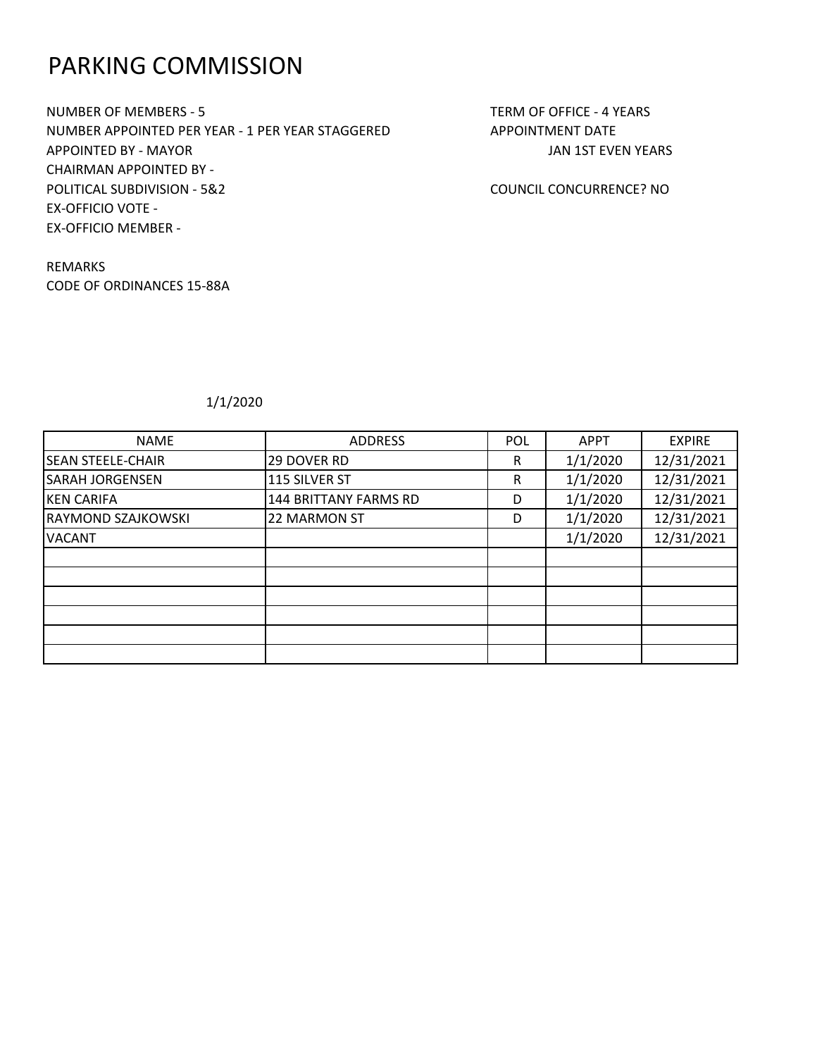# PARKING COMMISSION

NUMBER OF MEMBERS - 5
NUMBER APPOINTED PER YEAR - 1 PER YEAR STAGGERED
APPOINTED BY - MAYOR
CHAIRMAN APPOINTED BY -
POLITICAL SUBDIVISION - 5&2
EX-OFFICIO VOTE -
EX-OFFICIO MEMBER -

TERM OF OFFICE - 4 YEARS
APPOINTMENT DATE
JAN 1ST EVEN YEARS

COUNCIL CONCURRENCE? NO

REMARKS
CODE OF ORDINANCES 15-88A

1/1/2020

| NAME | ADDRESS | POL | APPT | EXPIRE |
|---|---|---|---|---|
| SEAN STEELE-CHAIR | 29 DOVER RD | R | 1/1/2020 | 12/31/2021 |
| SARAH JORGENSEN | 115 SILVER ST | R | 1/1/2020 | 12/31/2021 |
| KEN CARIFA | 144 BRITTANY FARMS RD | D | 1/1/2020 | 12/31/2021 |
| RAYMOND SZAJKOWSKI | 22 MARMON ST | D | 1/1/2020 | 12/31/2021 |
| VACANT | | | 1/1/2020 | 12/31/2021 |
| | | | | |
| | | | | |
| | | | | |
| | | | | |
| | | | | |
| | | | | |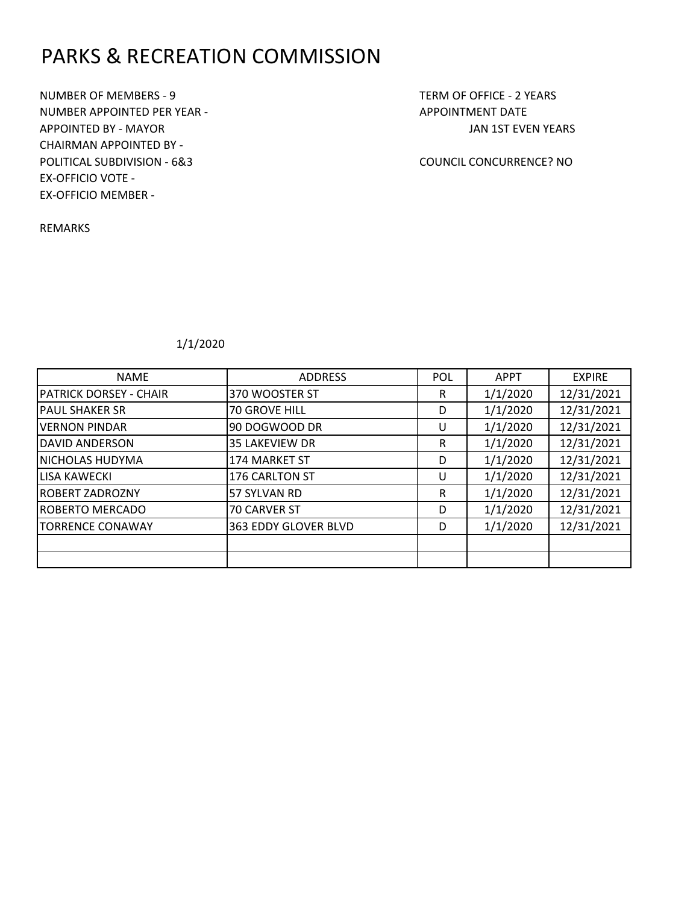# PARKS & RECREATION COMMISSION

NUMBER OF MEMBERS - 9
NUMBER APPOINTED PER YEAR -
APPOINTED BY - MAYOR
CHAIRMAN APPOINTED BY -
POLITICAL SUBDIVISION - 6&3
EX-OFFICIO VOTE -
EX-OFFICIO MEMBER -

TERM OF OFFICE - 2 YEARS
APPOINTMENT DATE
JAN 1ST EVEN YEARS

COUNCIL CONCURRENCE? NO

REMARKS

1/1/2020

| NAME | ADDRESS | POL | APPT | EXPIRE |
|---|---|---|---|---|
| PATRICK DORSEY - CHAIR | 370 WOOSTER ST | R | 1/1/2020 | 12/31/2021 |
| PAUL SHAKER SR | 70 GROVE HILL | D | 1/1/2020 | 12/31/2021 |
| VERNON PINDAR | 90 DOGWOOD DR | U | 1/1/2020 | 12/31/2021 |
| DAVID ANDERSON | 35 LAKEVIEW DR | R | 1/1/2020 | 12/31/2021 |
| NICHOLAS HUDYMA | 174 MARKET ST | D | 1/1/2020 | 12/31/2021 |
| LISA KAWECKI | 176 CARLTON ST | U | 1/1/2020 | 12/31/2021 |
| ROBERT ZADROZNY | 57 SYLVAN RD | R | 1/1/2020 | 12/31/2021 |
| ROBERTO MERCADO | 70 CARVER ST | D | 1/1/2020 | 12/31/2021 |
| TORRENCE CONAWAY | 363 EDDY GLOVER BLVD | D | 1/1/2020 | 12/31/2021 |
| | | | | |
| | | | | |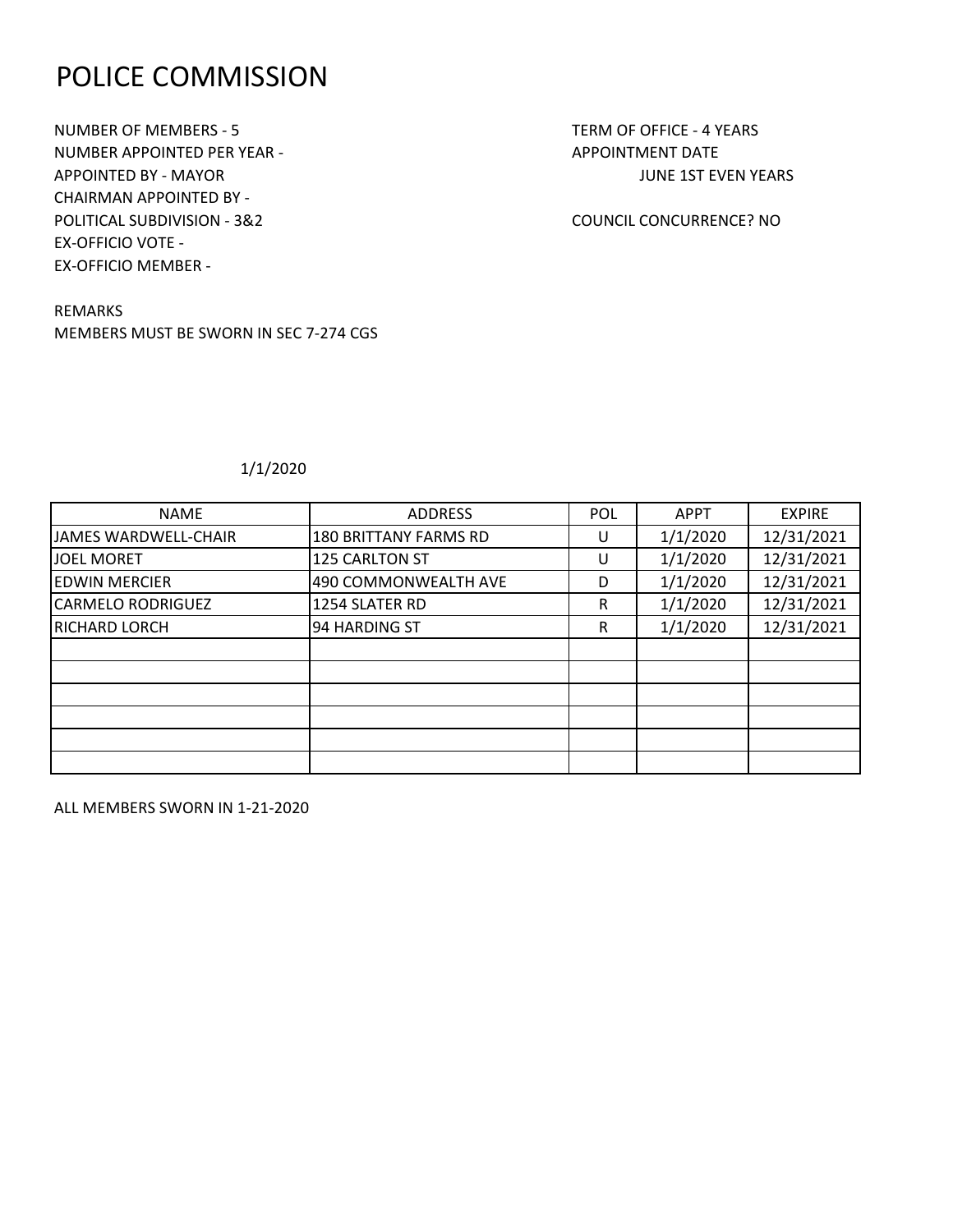# POLICE COMMISSION

NUMBER OF MEMBERS - 5
NUMBER APPOINTED PER YEAR -
APPOINTED BY - MAYOR
CHAIRMAN APPOINTED BY -
POLITICAL SUBDIVISION - 3&2
EX-OFFICIO VOTE -
EX-OFFICIO MEMBER -

TERM OF OFFICE - 4 YEARS
APPOINTMENT DATE
JUNE 1ST EVEN YEARS

COUNCIL CONCURRENCE? NO

REMARKS
MEMBERS MUST BE SWORN IN SEC 7-274 CGS

1/1/2020

| NAME | ADDRESS | POL | APPT | EXPIRE |
|---|---|---|---|---|
| JAMES WARDWELL-CHAIR | 180 BRITTANY FARMS RD | U | 1/1/2020 | 12/31/2021 |
| JOEL MORET | 125 CARLTON ST | U | 1/1/2020 | 12/31/2021 |
| EDWIN MERCIER | 490 COMMONWEALTH AVE | D | 1/1/2020 | 12/31/2021 |
| CARMELO RODRIGUEZ | 1254 SLATER RD | R | 1/1/2020 | 12/31/2021 |
| RICHARD LORCH | 94 HARDING ST | R | 1/1/2020 | 12/31/2021 |
| | | | | |
| | | | | |
| | | | | |
| | | | | |
| | | | | |
| | | | | |

ALL MEMBERS SWORN IN 1-21-2020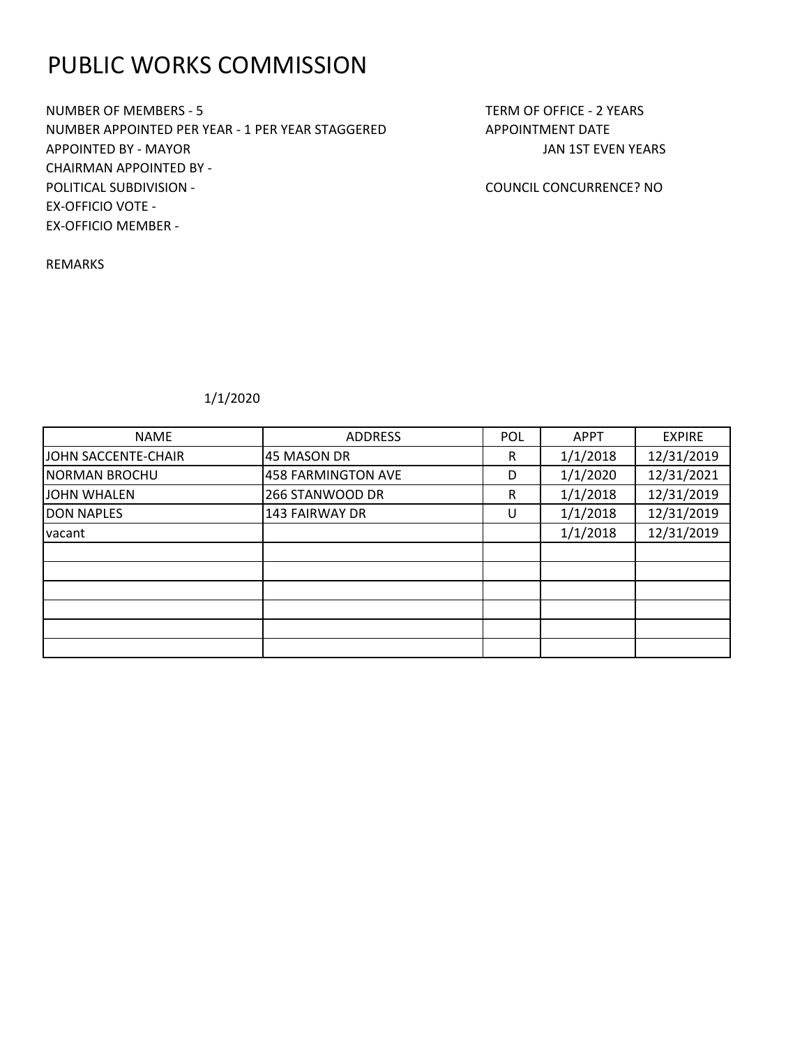# PUBLIC WORKS COMMISSION

NUMBER OF MEMBERS - 5
NUMBER APPOINTED PER YEAR - 1 PER YEAR STAGGERED
APPOINTED BY - MAYOR
CHAIRMAN APPOINTED BY -
POLITICAL SUBDIVISION -
EX-OFFICIO VOTE -
EX-OFFICIO MEMBER -

TERM OF OFFICE - 2 YEARS
APPOINTMENT DATE
JAN 1ST EVEN YEARS

COUNCIL CONCURRENCE? NO

REMARKS

1/1/2020

| NAME | ADDRESS | POL | APPT | EXPIRE |
|---|---|---|---|---|
| JOHN SACCENTE-CHAIR | 45 MASON DR | R | 1/1/2018 | 12/31/2019 |
| NORMAN BROCHU | 458 FARMINGTON AVE | D | 1/1/2020 | 12/31/2021 |
| JOHN WHALEN | 266 STANWOOD DR | R | 1/1/2018 | 12/31/2019 |
| DON NAPLES | 143 FAIRWAY DR | U | 1/1/2018 | 12/31/2019 |
| vacant | | | 1/1/2018 | 12/31/2019 |
| | | | | |
| | | | | |
| | | | | |
| | | | | |
| | | | | |
| | | | | |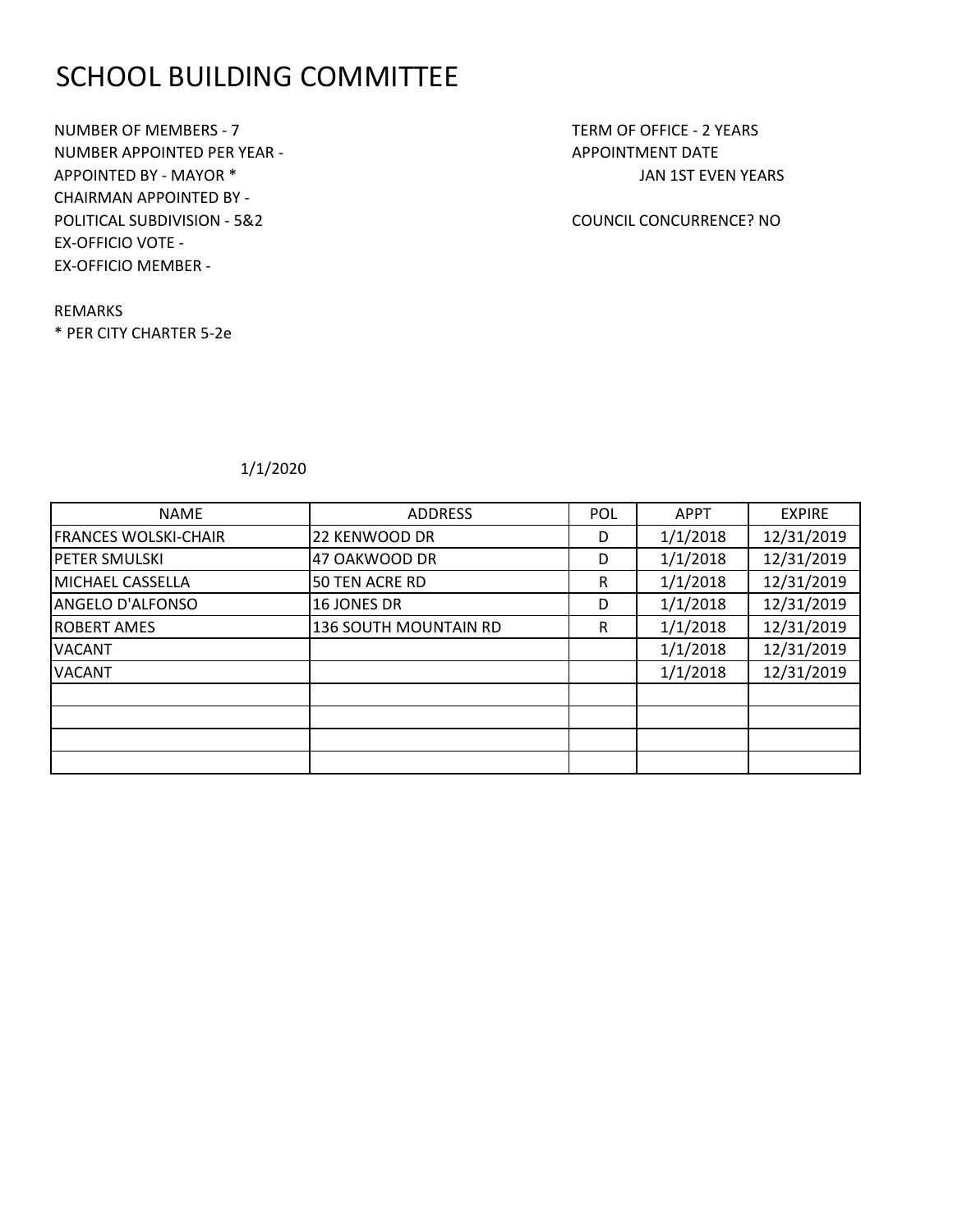# SCHOOL BUILDING COMMITTEE

NUMBER OF MEMBERS - 7
NUMBER APPOINTED PER YEAR -
APPOINTED BY - MAYOR *
CHAIRMAN APPOINTED BY -
POLITICAL SUBDIVISION - 5&2
EX-OFFICIO VOTE -
EX-OFFICIO MEMBER -

TERM OF OFFICE - 2 YEARS
APPOINTMENT DATE
JAN 1ST EVEN YEARS

COUNCIL CONCURRENCE? NO

REMARKS
* PER CITY CHARTER 5-2e

1/1/2020

| NAME | ADDRESS | POL | APPT | EXPIRE |
|---|---|---|---|---|
| FRANCES WOLSKI-CHAIR | 22 KENWOOD DR | D | 1/1/2018 | 12/31/2019 |
| PETER SMULSKI | 47 OAKWOOD DR | D | 1/1/2018 | 12/31/2019 |
| MICHAEL CASSELLA | 50 TEN ACRE RD | R | 1/1/2018 | 12/31/2019 |
| ANGELO D'ALFONSO | 16 JONES DR | D | 1/1/2018 | 12/31/2019 |
| ROBERT AMES | 136 SOUTH MOUNTAIN RD | R | 1/1/2018 | 12/31/2019 |
| VACANT | | | 1/1/2018 | 12/31/2019 |
| VACANT | | | 1/1/2018 | 12/31/2019 |
| | | | | |
| | | | | |
| | | | | |
| | | | | |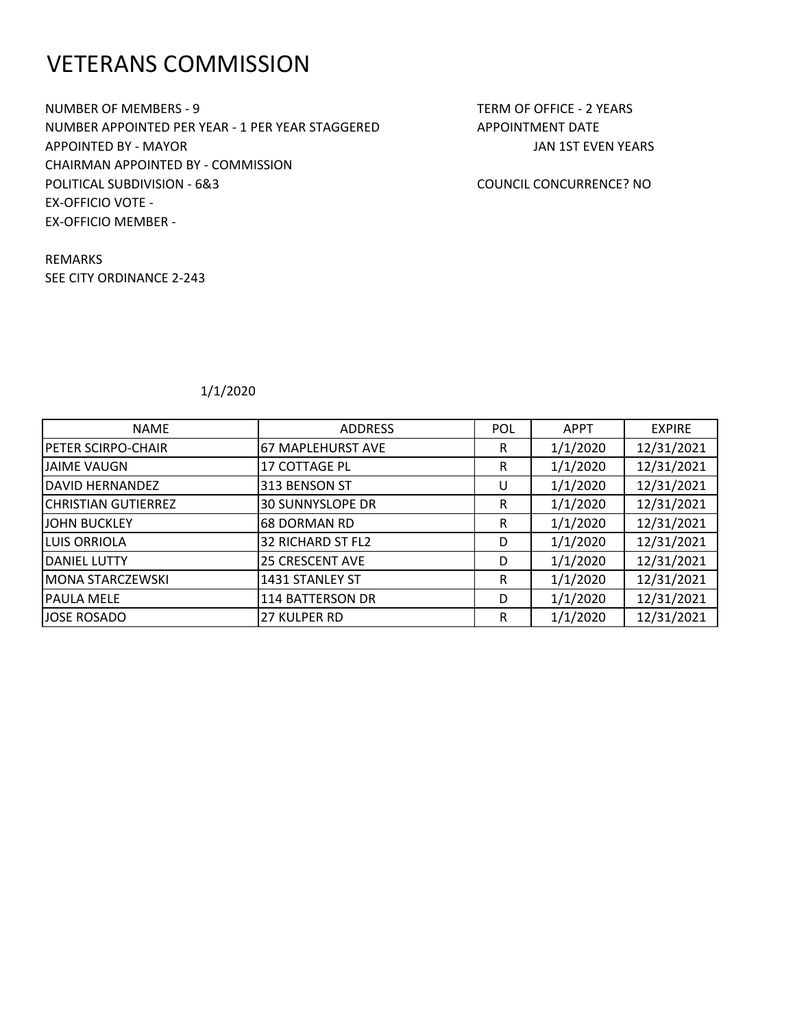# VETERANS COMMISSION

NUMBER OF MEMBERS - 9
NUMBER APPOINTED PER YEAR - 1 PER YEAR STAGGERED
APPOINTED BY - MAYOR
CHAIRMAN APPOINTED BY - COMMISSION
POLITICAL SUBDIVISION - 6&3
EX-OFFICIO VOTE -
EX-OFFICIO MEMBER -

TERM OF OFFICE - 2 YEARS
APPOINTMENT DATE
JAN 1ST EVEN YEARS

COUNCIL CONCURRENCE? NO

REMARKS
SEE CITY ORDINANCE 2-243

1/1/2020

| NAME | ADDRESS | POL | APPT | EXPIRE |
|---|---|---|---|---|
| PETER SCIRPO-CHAIR | 67 MAPLEHURST AVE | R | 1/1/2020 | 12/31/2021 |
| JAIME VAUGN | 17 COTTAGE PL | R | 1/1/2020 | 12/31/2021 |
| DAVID HERNANDEZ | 313 BENSON ST | U | 1/1/2020 | 12/31/2021 |
| CHRISTIAN GUTIERREZ | 30 SUNNYSLOPE DR | R | 1/1/2020 | 12/31/2021 |
| JOHN BUCKLEY | 68 DORMAN RD | R | 1/1/2020 | 12/31/2021 |
| LUIS ORRIOLA | 32 RICHARD ST FL2 | D | 1/1/2020 | 12/31/2021 |
| DANIEL LUTTY | 25 CRESCENT AVE | D | 1/1/2020 | 12/31/2021 |
| MONA STARCZEWSKI | 1431 STANLEY ST | R | 1/1/2020 | 12/31/2021 |
| PAULA MELE | 114 BATTERSON DR | D | 1/1/2020 | 12/31/2021 |
| JOSE ROSADO | 27 KULPER RD | R | 1/1/2020 | 12/31/2021 |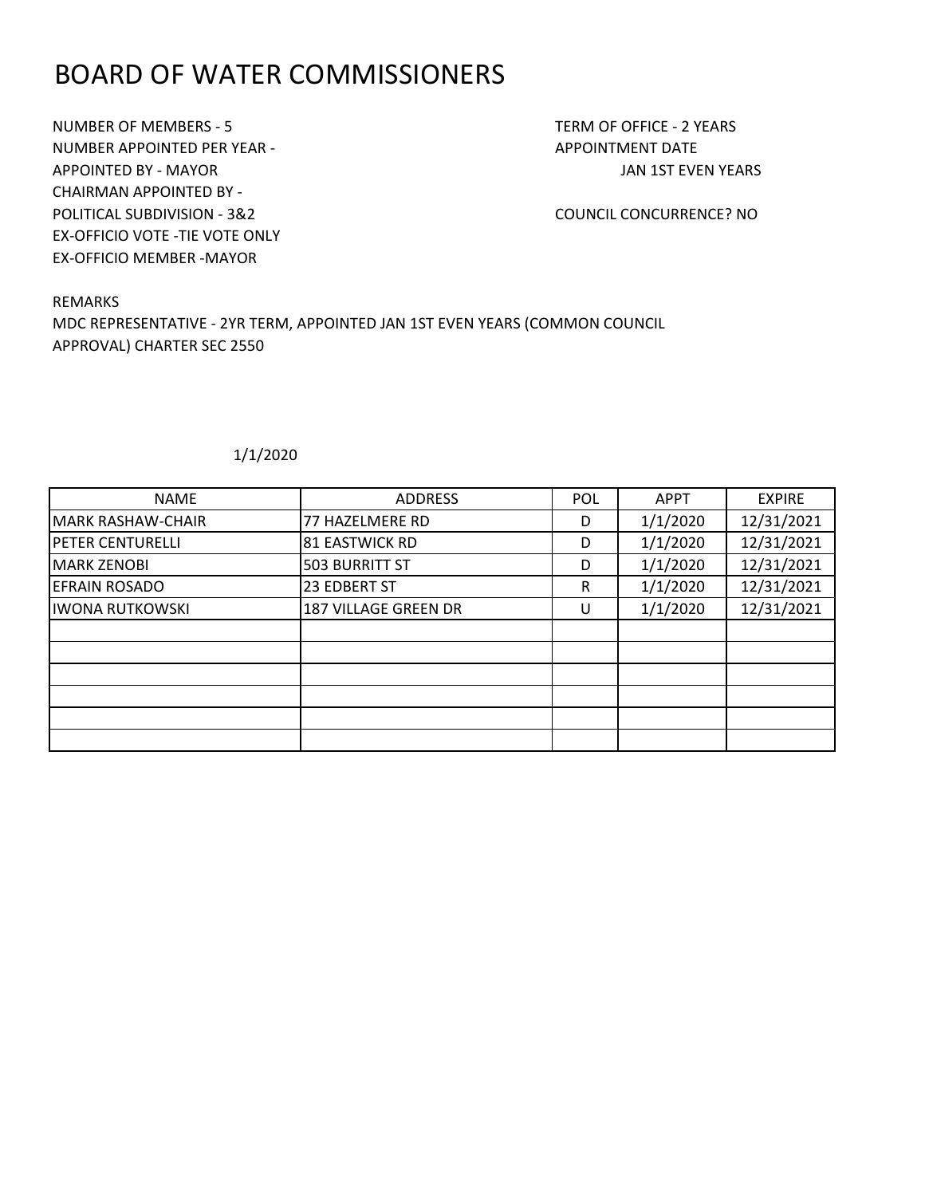# BOARD OF WATER COMMISSIONERS

NUMBER OF MEMBERS - 5
NUMBER APPOINTED PER YEAR -
APPOINTED BY - MAYOR
CHAIRMAN APPOINTED BY -
POLITICAL SUBDIVISION - 3&2
EX-OFFICIO VOTE -TIE VOTE ONLY
EX-OFFICIO MEMBER -MAYOR

TERM OF OFFICE - 2 YEARS
APPOINTMENT DATE
JAN 1ST EVEN YEARS

COUNCIL CONCURRENCE? NO

REMARKS
MDC REPRESENTATIVE - 2YR TERM, APPOINTED JAN 1ST EVEN YEARS (COMMON COUNCIL APPROVAL) CHARTER SEC 2550

1/1/2020

| NAME | ADDRESS | POL | APPT | EXPIRE |
|---|---|---|---|---|
| MARK RASHAW-CHAIR | 77 HAZELMERE RD | D | 1/1/2020 | 12/31/2021 |
| PETER CENTURELLI | 81 EASTWICK RD | D | 1/1/2020 | 12/31/2021 |
| MARK ZENOBI | 503 BURRITT ST | D | 1/1/2020 | 12/31/2021 |
| EFRAIN ROSADO | 23 EDBERT ST | R | 1/1/2020 | 12/31/2021 |
| IWONA RUTKOWSKI | 187 VILLAGE GREEN DR | U | 1/1/2020 | 12/31/2021 |
| | | | | |
| | | | | |
| | | | | |
| | | | | |
| | | | | |
| | | | | |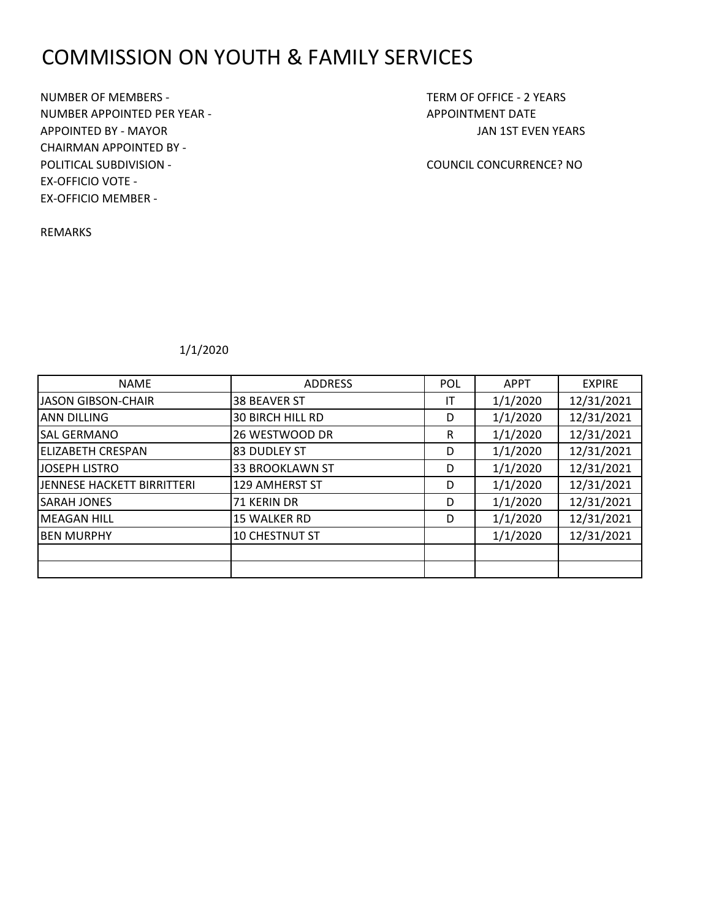# COMMISSION ON YOUTH & FAMILY SERVICES

NUMBER OF MEMBERS -
NUMBER APPOINTED PER YEAR -
APPOINTED BY - MAYOR
CHAIRMAN APPOINTED BY -
POLITICAL SUBDIVISION -
EX-OFFICIO VOTE -
EX-OFFICIO MEMBER -

TERM OF OFFICE - 2 YEARS
APPOINTMENT DATE
JAN 1ST EVEN YEARS

COUNCIL CONCURRENCE? NO

REMARKS

1/1/2020

| NAME | ADDRESS | POL | APPT | EXPIRE |
|---|---|---|---|---|
| JASON GIBSON-CHAIR | 38 BEAVER ST | IT | 1/1/2020 | 12/31/2021 |
| ANN DILLING | 30 BIRCH HILL RD | D | 1/1/2020 | 12/31/2021 |
| SAL GERMANO | 26 WESTWOOD DR | R | 1/1/2020 | 12/31/2021 |
| ELIZABETH CRESPAN | 83 DUDLEY ST | D | 1/1/2020 | 12/31/2021 |
| JOSEPH LISTRO | 33 BROOKLAWN ST | D | 1/1/2020 | 12/31/2021 |
| JENNESE HACKETT BIRRITTERI | 129 AMHERST ST | D | 1/1/2020 | 12/31/2021 |
| SARAH JONES | 71 KERIN DR | D | 1/1/2020 | 12/31/2021 |
| MEAGAN HILL | 15 WALKER RD | D | 1/1/2020 | 12/31/2021 |
| BEN MURPHY | 10 CHESTNUT ST | | 1/1/2020 | 12/31/2021 |
| | | | | |
| | | | | |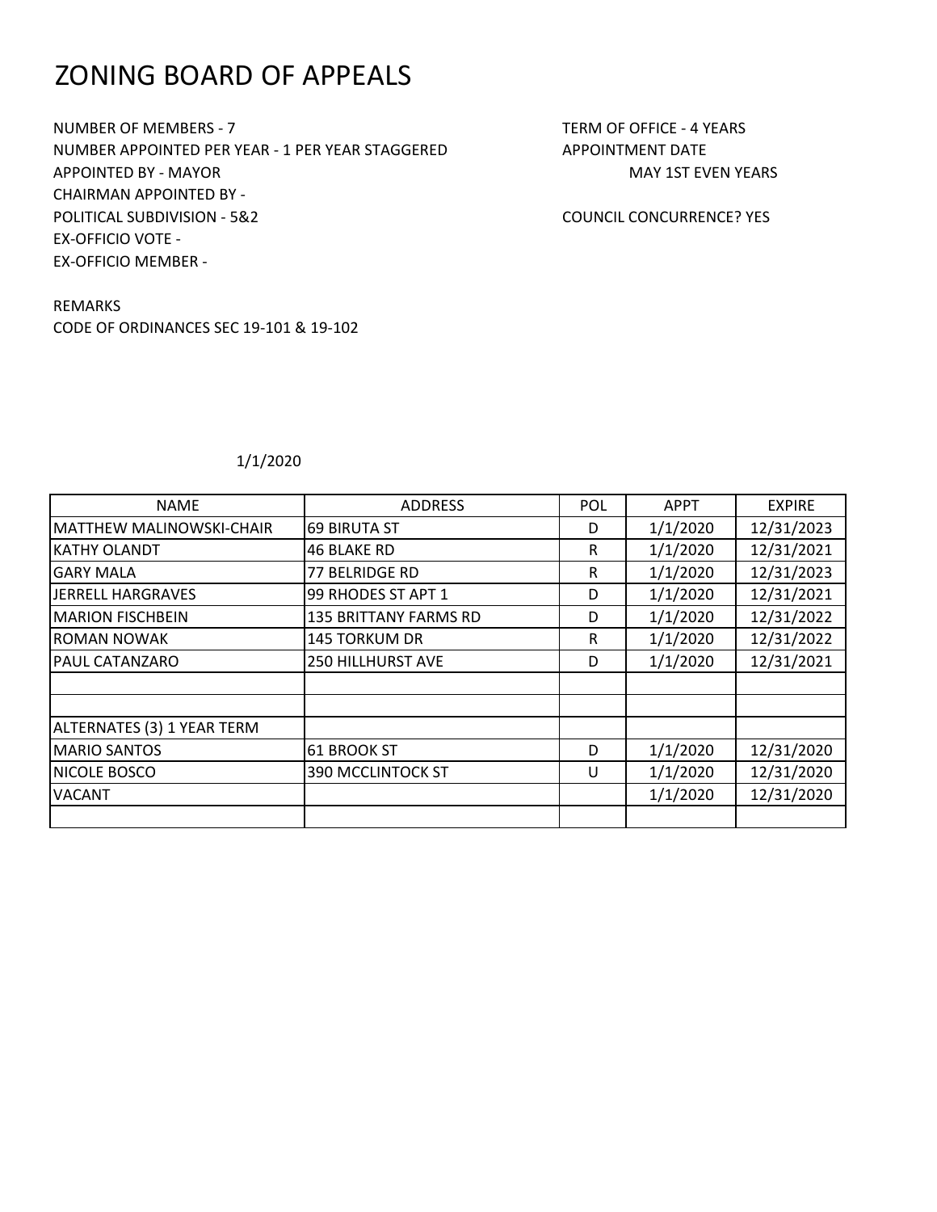# ZONING BOARD OF APPEALS

NUMBER OF MEMBERS - 7
NUMBER APPOINTED PER YEAR - 1 PER YEAR STAGGERED
APPOINTED BY - MAYOR
CHAIRMAN APPOINTED BY -
POLITICAL SUBDIVISION - 5&2
EX-OFFICIO VOTE -
EX-OFFICIO MEMBER -

TERM OF OFFICE - 4 YEARS
APPOINTMENT DATE
MAY 1ST EVEN YEARS

COUNCIL CONCURRENCE? YES

REMARKS
CODE OF ORDINANCES SEC 19-101 & 19-102

1/1/2020

| NAME | ADDRESS | POL | APPT | EXPIRE |
|---|---|---|---|---|
| MATTHEW MALINOWSKI-CHAIR | 69 BIRUTA ST | D | 1/1/2020 | 12/31/2023 |
| KATHY OLANDT | 46 BLAKE RD | R | 1/1/2020 | 12/31/2021 |
| GARY MALA | 77 BELRIDGE RD | R | 1/1/2020 | 12/31/2023 |
| JERRELL HARGRAVES | 99 RHODES ST APT 1 | D | 1/1/2020 | 12/31/2021 |
| MARION FISCHBEIN | 135 BRITTANY FARMS RD | D | 1/1/2020 | 12/31/2022 |
| ROMAN NOWAK | 145 TORKUM DR | R | 1/1/2020 | 12/31/2022 |
| PAUL CATANZARO | 250 HILLHURST AVE | D | 1/1/2020 | 12/31/2021 |
| | | | | |
| | | | | |
| ALTERNATES (3) 1 YEAR TERM | | | | |
| MARIO SANTOS | 61 BROOK ST | D | 1/1/2020 | 12/31/2020 |
| NICOLE BOSCO | 390 MCCLINTOCK ST | U | 1/1/2020 | 12/31/2020 |
| VACANT | | | 1/1/2020 | 12/31/2020 |
| | | | | |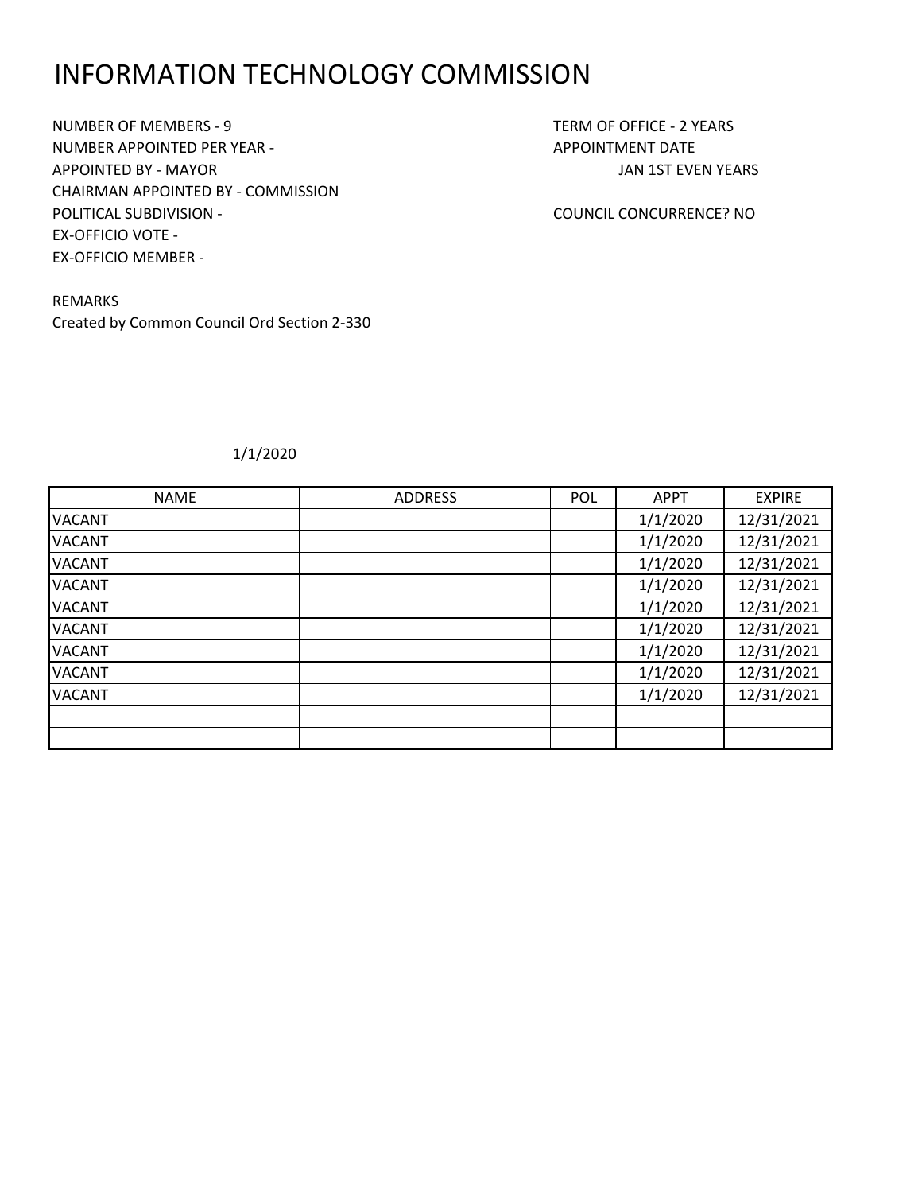# INFORMATION TECHNOLOGY COMMISSION

NUMBER OF MEMBERS - 9
NUMBER APPOINTED PER YEAR -
APPOINTED BY - MAYOR
CHAIRMAN APPOINTED BY - COMMISSION
POLITICAL SUBDIVISION -
EX-OFFICIO VOTE -
EX-OFFICIO MEMBER -

TERM OF OFFICE - 2 YEARS
APPOINTMENT DATE
JAN 1ST EVEN YEARS

COUNCIL CONCURRENCE? NO

REMARKS
Created by Common Council Ord Section 2-330

1/1/2020

| NAME | ADDRESS | POL | APPT | EXPIRE |
|---|---|---|---|---|
| VACANT | | | 1/1/2020 | 12/31/2021 |
| VACANT | | | 1/1/2020 | 12/31/2021 |
| VACANT | | | 1/1/2020 | 12/31/2021 |
| VACANT | | | 1/1/2020 | 12/31/2021 |
| VACANT | | | 1/1/2020 | 12/31/2021 |
| VACANT | | | 1/1/2020 | 12/31/2021 |
| VACANT | | | 1/1/2020 | 12/31/2021 |
| VACANT | | | 1/1/2020 | 12/31/2021 |
| VACANT | | | 1/1/2020 | 12/31/2021 |
| | | | | |
| | | | | |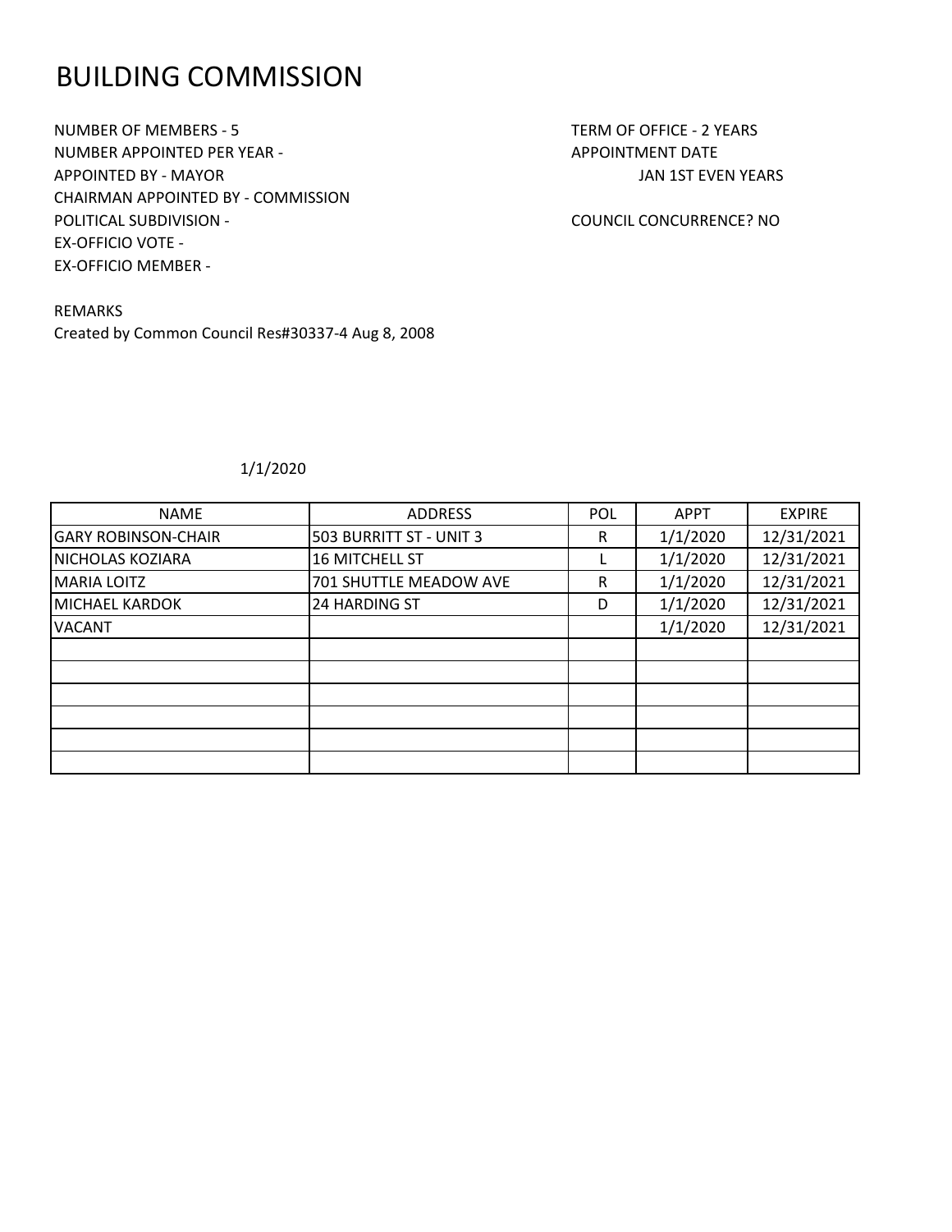# BUILDING COMMISSION

NUMBER OF MEMBERS - 5
NUMBER APPOINTED PER YEAR -
APPOINTED BY - MAYOR
CHAIRMAN APPOINTED BY - COMMISSION
POLITICAL SUBDIVISION -
EX-OFFICIO VOTE -
EX-OFFICIO MEMBER -

TERM OF OFFICE - 2 YEARS
APPOINTMENT DATE
JAN 1ST EVEN YEARS

COUNCIL CONCURRENCE? NO

REMARKS
Created by Common Council Res#30337-4 Aug 8, 2008

1/1/2020

| NAME | ADDRESS | POL | APPT | EXPIRE |
|---|---|---|---|---|
| GARY ROBINSON-CHAIR | 503 BURRITT ST - UNIT 3 | R | 1/1/2020 | 12/31/2021 |
| NICHOLAS KOZIARA | 16 MITCHELL ST | L | 1/1/2020 | 12/31/2021 |
| MARIA LOITZ | 701 SHUTTLE MEADOW AVE | R | 1/1/2020 | 12/31/2021 |
| MICHAEL KARDOK | 24 HARDING ST | D | 1/1/2020 | 12/31/2021 |
| VACANT | | | 1/1/2020 | 12/31/2021 |
| | | | | |
| | | | | |
| | | | | |
| | | | | |
| | | | | |
| | | | | |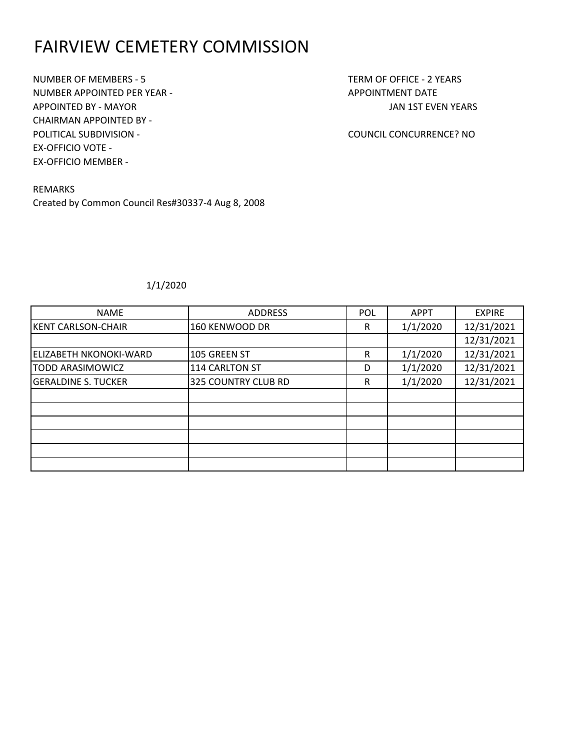# FAIRVIEW CEMETERY COMMISSION

NUMBER OF MEMBERS - 5
NUMBER APPOINTED PER YEAR -
APPOINTED BY - MAYOR
CHAIRMAN APPOINTED BY -
POLITICAL SUBDIVISION -
EX-OFFICIO VOTE -
EX-OFFICIO MEMBER -

TERM OF OFFICE - 2 YEARS
APPOINTMENT DATE
JAN 1ST EVEN YEARS

COUNCIL CONCURRENCE? NO

REMARKS
Created by Common Council Res#30337-4 Aug 8, 2008

1/1/2020

| NAME | ADDRESS | POL | APPT | EXPIRE |
|---|---|---|---|---|
| KENT CARLSON-CHAIR | 160 KENWOOD DR | R | 1/1/2020 | 12/31/2021 |
| | | | | 12/31/2021 |
| ELIZABETH NKONOKI-WARD | 105 GREEN ST | R | 1/1/2020 | 12/31/2021 |
| TODD ARASIMOWICZ | 114 CARLTON ST | D | 1/1/2020 | 12/31/2021 |
| GERALDINE S. TUCKER | 325 COUNTRY CLUB RD | R | 1/1/2020 | 12/31/2021 |
| | | | | |
| | | | | |
| | | | | |
| | | | | |
| | | | | |
| | | | | |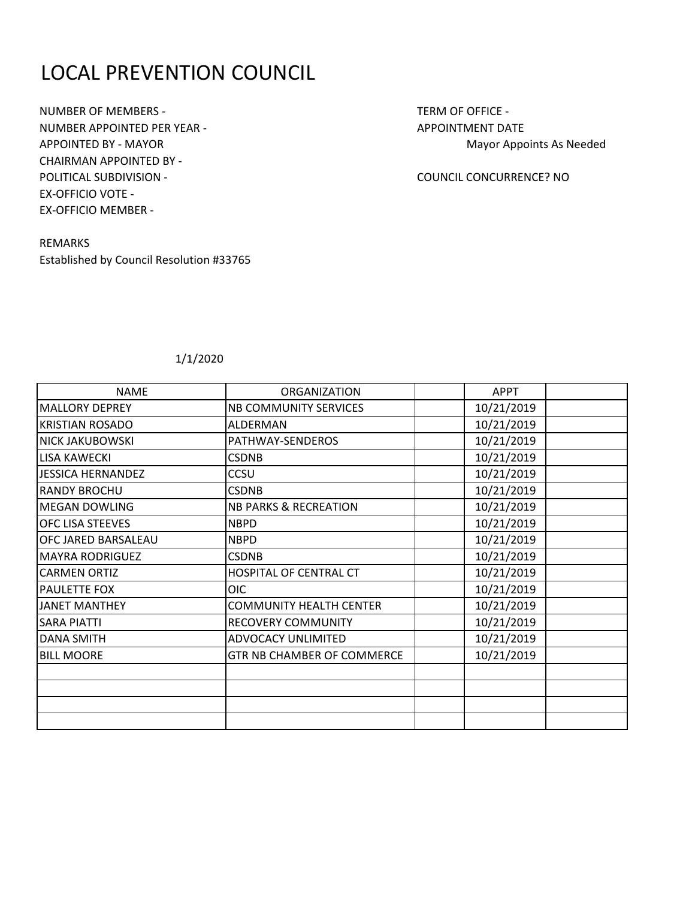# LOCAL PREVENTION COUNCIL

NUMBER OF MEMBERS -
NUMBER APPOINTED PER YEAR -
APPOINTED BY - MAYOR
CHAIRMAN APPOINTED BY -
POLITICAL SUBDIVISION -
EX-OFFICIO VOTE -
EX-OFFICIO MEMBER -

TERM OF OFFICE -
APPOINTMENT DATE
Mayor Appoints As Needed

COUNCIL CONCURRENCE? NO

REMARKS
Established by Council Resolution #33765

1/1/2020

| NAME | ORGANIZATION | | APPT | |
|---|---|---|---|---|
| MALLORY DEPREY | NB COMMUNITY SERVICES | | 10/21/2019 | |
| KRISTIAN ROSADO | ALDERMAN | | 10/21/2019 | |
| NICK JAKUBOWSKI | PATHWAY-SENDEROS | | 10/21/2019 | |
| LISA KAWECKI | CSDNB | | 10/21/2019 | |
| JESSICA HERNANDEZ | CCSU | | 10/21/2019 | |
| RANDY BROCHU | CSDNB | | 10/21/2019 | |
| MEGAN DOWLING | NB PARKS & RECREATION | | 10/21/2019 | |
| OFC LISA STEEVES | NBPD | | 10/21/2019 | |
| OFC JARED BARSALEAU | NBPD | | 10/21/2019 | |
| MAYRA RODRIGUEZ | CSDNB | | 10/21/2019 | |
| CARMEN ORTIZ | HOSPITAL OF CENTRAL CT | | 10/21/2019 | |
| PAULETTE FOX | OIC | | 10/21/2019 | |
| JANET MANTHEY | COMMUNITY HEALTH CENTER | | 10/21/2019 | |
| SARA PIATTI | RECOVERY COMMUNITY | | 10/21/2019 | |
| DANA SMITH | ADVOCACY UNLIMITED | | 10/21/2019 | |
| BILL MOORE | GTR NB CHAMBER OF COMMERCE | | 10/21/2019 | |
| | | | | |
| | | | | |
| | | | | |
| | | | | |